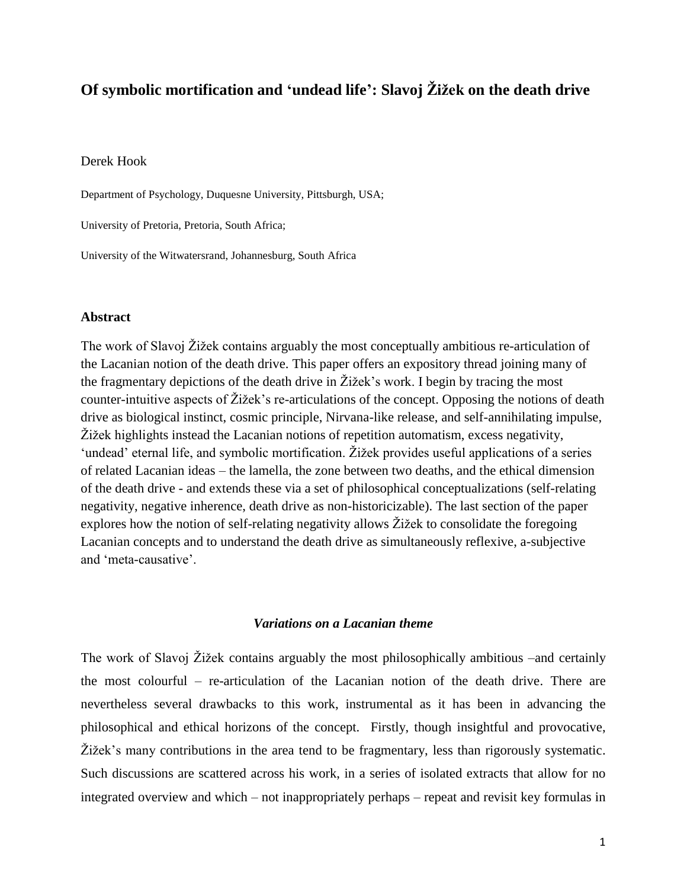# Of symbolic mortification and 'undead life': Slavoj Žižek on the death drive

Derek Hook

Department of Psychology, Duquesne University, Pittsburgh, USA;

University of Pretoria, Pretoria, South Africa;

University of the Witwatersrand, Johannesburg, South Africa

### Abstract

The work of Slavoj Žižek contains arguably the most conceptually ambitious re-articulation of the Lacanian notion of the death drive. This paper offers an expository thread joining many of the fragmentary depictions of the death drive in Žižek's work. I begin by tracing the most counter-intuitive aspects of Žižek's re-articulations of the concept. Opposing the notions of death drive as biological instinct, cosmic principle, Nirvana-like release, and self-annihilating impulse, Žižek highlights instead the Lacanian notions of repetition automatism, excess negativity, 'undead' eternal life, and symbolic mortification. Žižek provides useful applications of a series of related Lacanian ideas – the lamella, the zone between two deaths, and the ethical dimension of the death drive - and extends these via a set of philosophical conceptualizations (self-relating negativity, negative inherence, death drive as non-historicizable). The last section of the paper explores how the notion of self-relating negativity allows Žižek to consolidate the foregoing Lacanian concepts and to understand the death drive as simultaneously reflexive, a-subjective and 'meta-causative'.

### *Variations on a Lacanian theme*

The work of Slavoj Žižek contains arguably the most philosophically ambitious –and certainly the most colourful – re-articulation of the Lacanian notion of the death drive. There are nevertheless several drawbacks to this work, instrumental as it has been in advancing the philosophical and ethical horizons of the concept. Firstly, though insightful and provocative, Žižek's many contributions in the area tend to be fragmentary, less than rigorously systematic. Such discussions are scattered across his work, in a series of isolated extracts that allow for no integrated overview and which – not inappropriately perhaps – repeat and revisit key formulas in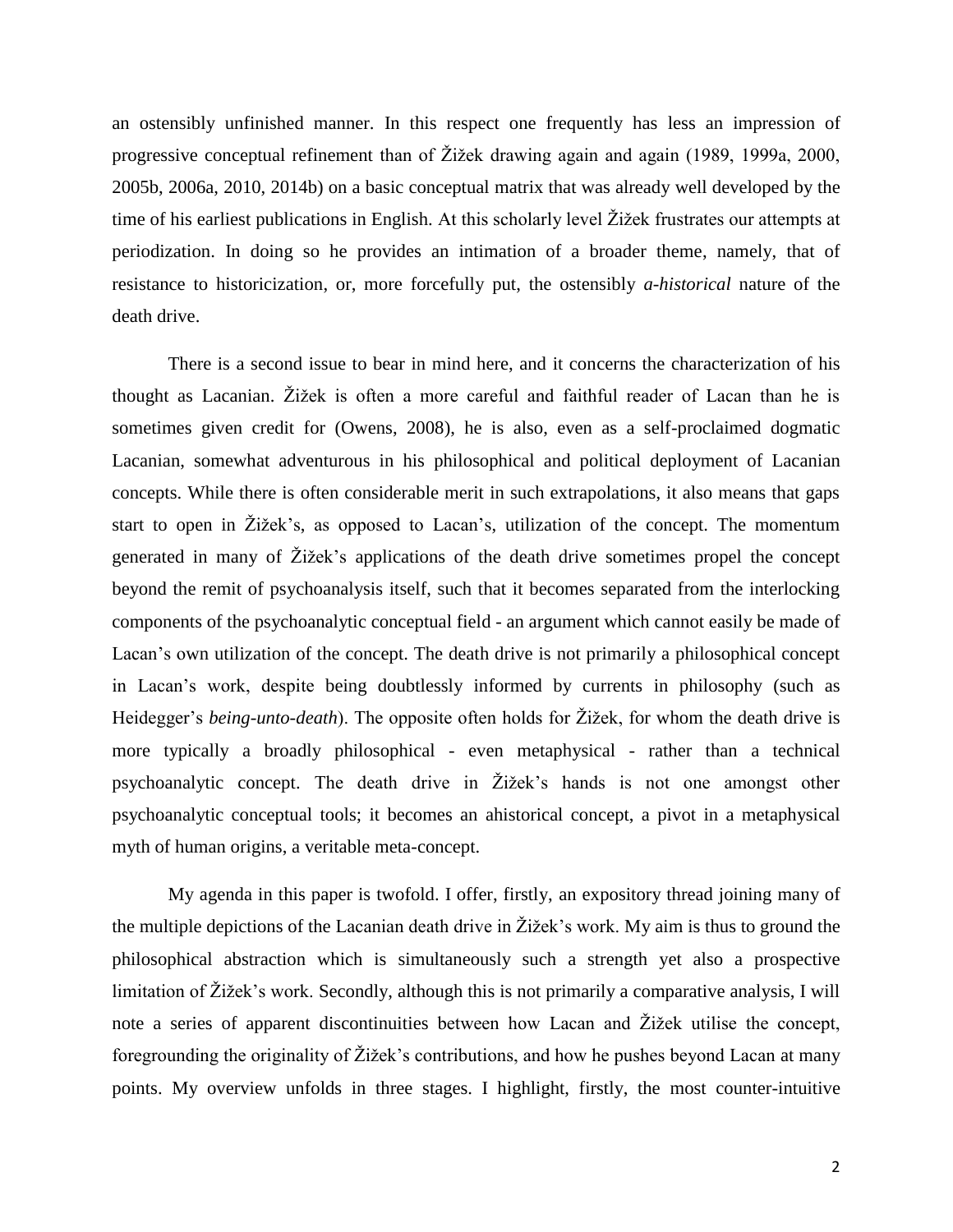an ostensibly unfinished manner. In this respect one frequently has less an impression of progressive conceptual refinement than of Žižek drawing again and again (1989, 1999a, 2000, 2005b, 2006a, 2010, 2014b) on a basic conceptual matrix that was already well developed by the time of his earliest publications in English. At this scholarly level Žižek frustrates our attempts at periodization. In doing so he provides an intimation of a broader theme, namely, that of resistance to historicization, or, more forcefully put, the ostensibly *a-historical* nature of the death drive.

There is a second issue to bear in mind here, and it concerns the characterization of his thought as Lacanian. Žižek is often a more careful and faithful reader of Lacan than he is sometimes given credit for (Owens, 2008), he is also, even as a self-proclaimed dogmatic Lacanian, somewhat adventurous in his philosophical and political deployment of Lacanian concepts. While there is often considerable merit in such extrapolations, it also means that gaps start to open in Žižek's, as opposed to Lacan's, utilization of the concept. The momentum generated in many of Žižek's applications of the death drive sometimes propel the concept beyond the remit of psychoanalysis itself, such that it becomes separated from the interlocking components of the psychoanalytic conceptual field - an argument which cannot easily be made of Lacan's own utilization of the concept. The death drive is not primarily a philosophical concept in Lacan's work, despite being doubtlessly informed by currents in philosophy (such as Heidegger's *being-unto-death*). The opposite often holds for Žižek, for whom the death drive is more typically a broadly philosophical - even metaphysical - rather than a technical psychoanalytic concept. The death drive in Žižek's hands is not one amongst other psychoanalytic conceptual tools; it becomes an ahistorical concept, a pivot in a metaphysical myth of human origins, a veritable meta-concept.

My agenda in this paper is twofold. I offer, firstly, an expository thread joining many of the multiple depictions of the Lacanian death drive in Žižek's work. My aim is thus to ground the philosophical abstraction which is simultaneously such a strength yet also a prospective limitation of Žižek's work. Secondly, although this is not primarily a comparative analysis, I will note a series of apparent discontinuities between how Lacan and Žižek utilise the concept, foregrounding the originality of Žižek's contributions, and how he pushes beyond Lacan at many points. My overview unfolds in three stages. I highlight, firstly, the most counter-intuitive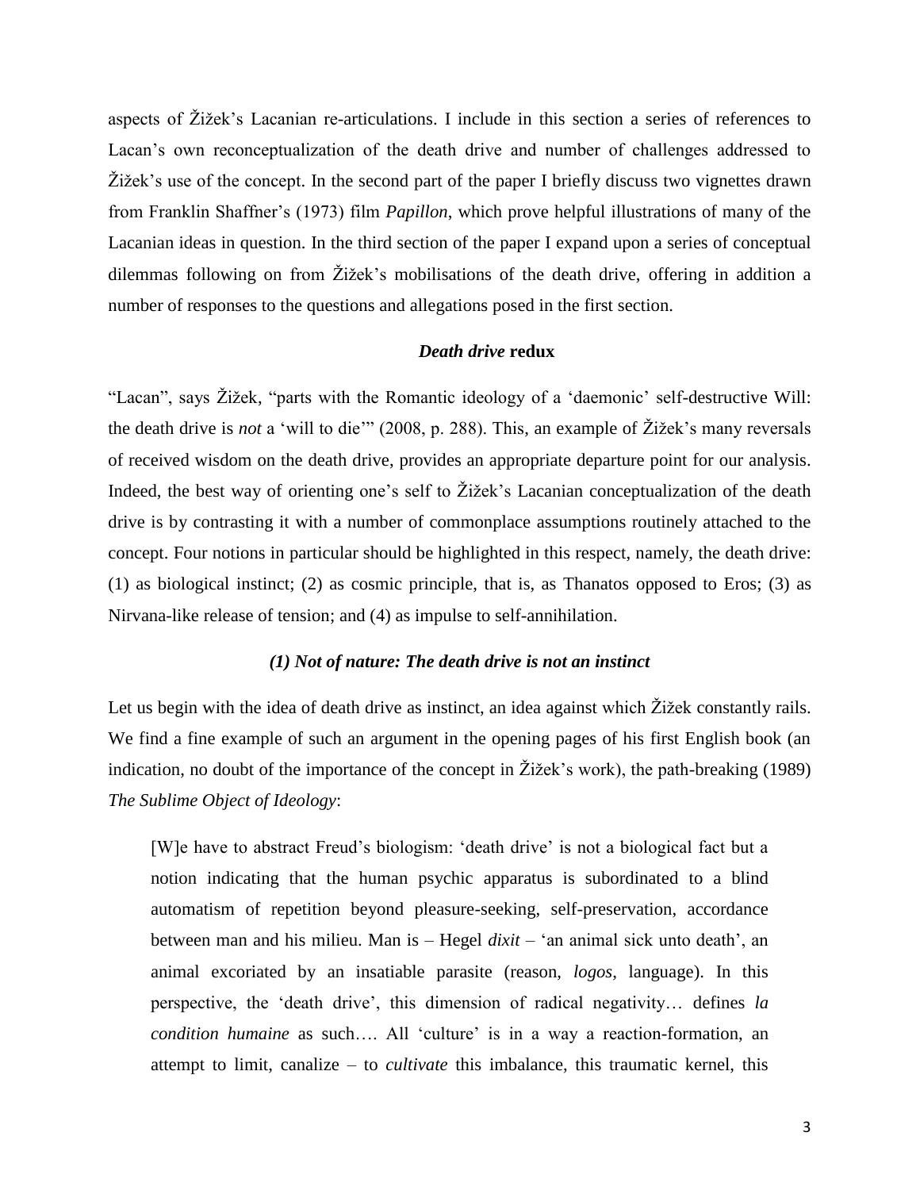aspects of Žižek's Lacanian re-articulations. I include in this section a series of references to Lacan's own reconceptualization of the death drive and number of challenges addressed to Žižek's use of the concept. In the second part of the paper I briefly discuss two vignettes drawn from Franklin Shaffner's (1973) film *Papillon*, which prove helpful illustrations of many of the Lacanian ideas in question. In the third section of the paper I expand upon a series of conceptual dilemmas following on from Žižek's mobilisations of the death drive, offering in addition a number of responses to the questions and allegations posed in the first section.

## *Death drive* redux

"Lacan", says Žižek, "parts with the Romantic ideology of a 'daemonic' self-destructive Will: the death drive is *not* a 'will to die'" (2008, p. 288). This, an example of Žižek's many reversals of received wisdom on the death drive, provides an appropriate departure point for our analysis. Indeed, the best way of orienting one's self to Žižek's Lacanian conceptualization of the death drive is by contrasting it with a number of commonplace assumptions routinely attached to the concept. Four notions in particular should be highlighted in this respect, namely, the death drive: (1) as biological instinct; (2) as cosmic principle, that is, as Thanatos opposed to Eros; (3) as Nirvana-like release of tension; and (4) as impulse to self-annihilation.

### *(1) Not of nature: The death drive is not an instinct*

Let us begin with the idea of death drive as instinct, an idea against which Žižek constantly rails. We find a fine example of such an argument in the opening pages of his first English book (an indication, no doubt of the importance of the concept in Žižek's work), the path-breaking (1989) *The Sublime Object of Ideology*:

> [W]e have to abstract Freud's biologism: 'death drive' is not a biological fact but a notion indicating that the human psychic apparatus is subordinated to a blind automatism of repetition beyond pleasure-seeking, self-preservation, accordance between man and his milieu. Man is – Hegel *dixit* – 'an animal sick unto death', an animal excoriated by an insatiable parasite (reason, *logos*, language). In this perspective, the 'death drive', this dimension of radical negativity… defines *la condition humaine* as such…. All 'culture' is in a way a reaction-formation, an attempt to limit, canalize – to *cultivate* this imbalance, this traumatic kernel, this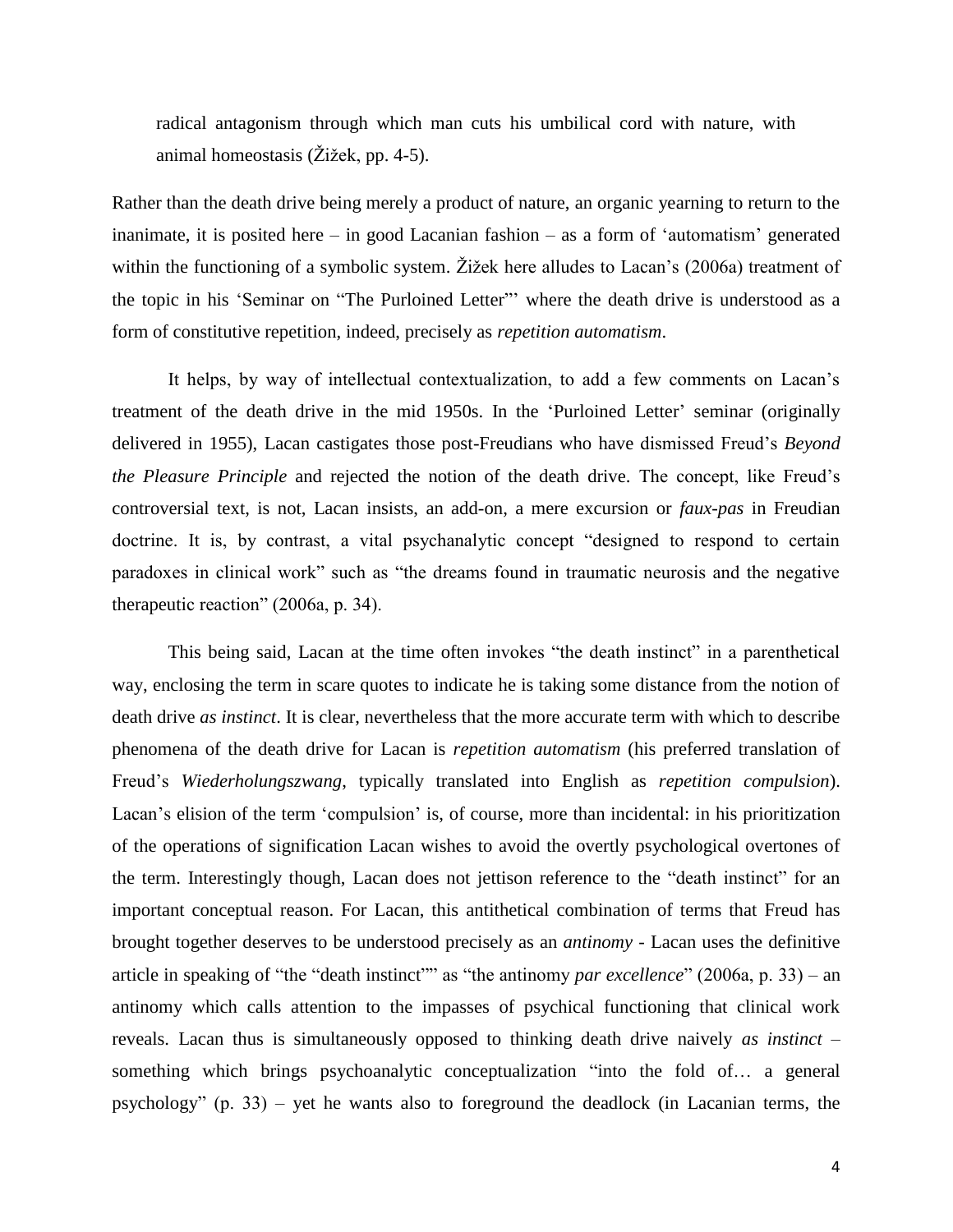> radical antagonism through which man cuts his umbilical cord with nature, with animal homeostasis (Žižek, pp. 4-5).

Rather than the death drive being merely a product of nature, an organic yearning to return to the inanimate, it is posited here – in good Lacanian fashion – as a form of 'automatism' generated within the functioning of a symbolic system. Žižek here alludes to Lacan's (2006a) treatment of the topic in his 'Seminar on "The Purloined Letter"' where the death drive is understood as a form of constitutive repetition, indeed, precisely as *repetition automatism*.

It helps, by way of intellectual contextualization, to add a few comments on Lacan's treatment of the death drive in the mid 1950s. In the 'Purloined Letter' seminar (originally delivered in 1955), Lacan castigates those post-Freudians who have dismissed Freud's *Beyond the Pleasure Principle* and rejected the notion of the death drive. The concept, like Freud's controversial text, is not, Lacan insists, an add-on, a mere excursion or *faux-pas* in Freudian doctrine. It is, by contrast, a vital psychanalytic concept "designed to respond to certain paradoxes in clinical work" such as "the dreams found in traumatic neurosis and the negative therapeutic reaction" (2006a, p. 34).

This being said, Lacan at the time often invokes "the death instinct" in a parenthetical way, enclosing the term in scare quotes to indicate he is taking some distance from the notion of death drive *as instinct*. It is clear, nevertheless that the more accurate term with which to describe phenomena of the death drive for Lacan is *repetition automatism* (his preferred translation of Freud's *Wiederholungszwang*, typically translated into English as *repetition compulsion*). Lacan's elision of the term 'compulsion' is, of course, more than incidental: in his prioritization of the operations of signification Lacan wishes to avoid the overtly psychological overtones of the term. Interestingly though, Lacan does not jettison reference to the "death instinct" for an important conceptual reason. For Lacan, this antithetical combination of terms that Freud has brought together deserves to be understood precisely as an *antinomy* - Lacan uses the definitive article in speaking of "the "death instinct"" as "the antinomy *par excellence*" (2006a, p. 33) – an antinomy which calls attention to the impasses of psychical functioning that clinical work reveals. Lacan thus is simultaneously opposed to thinking death drive naively *as instinct* – something which brings psychoanalytic conceptualization "into the fold of… a general psychology" (p. 33) – yet he wants also to foreground the deadlock (in Lacanian terms, the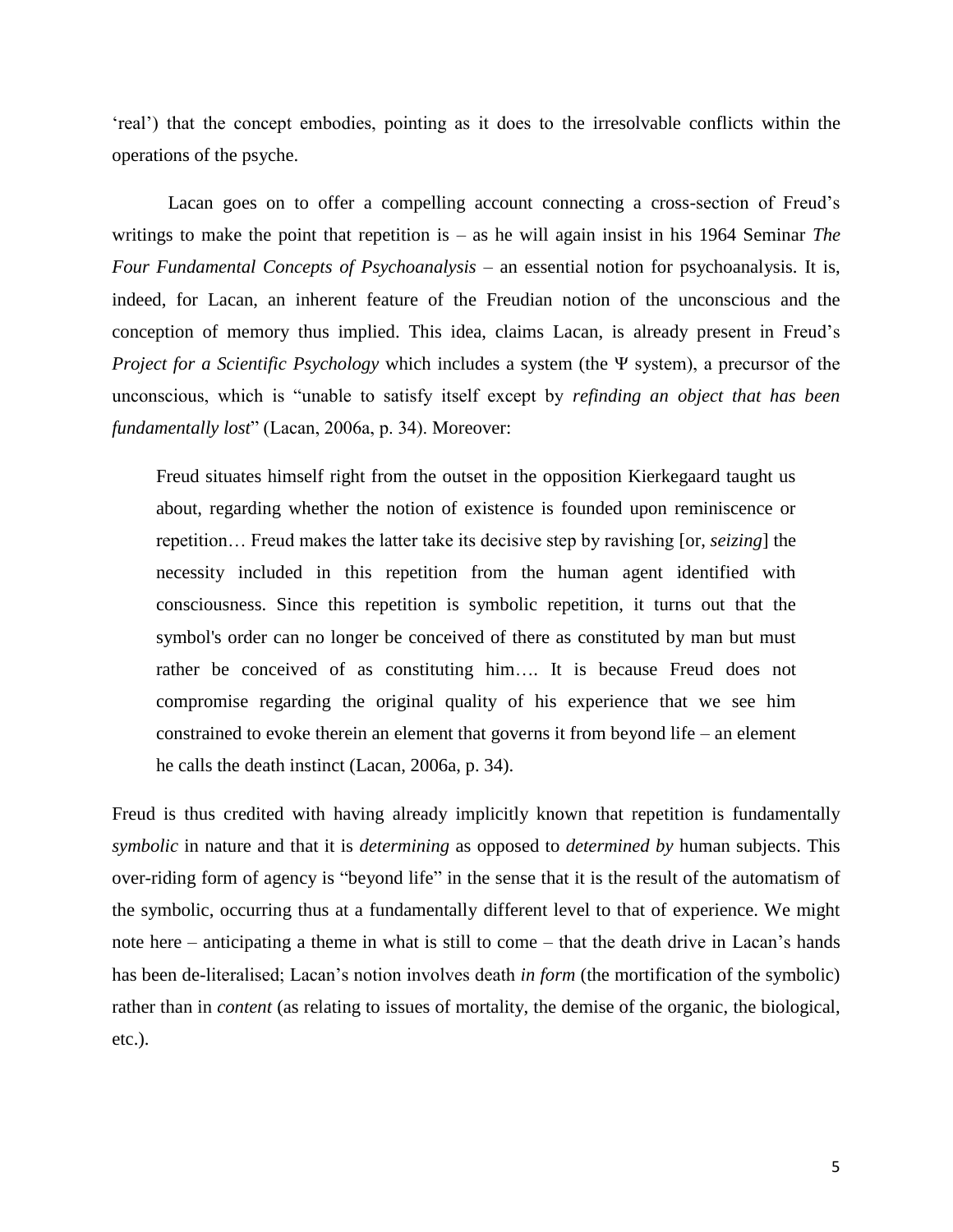'real') that the concept embodies, pointing as it does to the irresolvable conflicts within the operations of the psyche.

Lacan goes on to offer a compelling account connecting a cross-section of Freud's writings to make the point that repetition is – as he will again insist in his 1964 Seminar *The Four Fundamental Concepts of Psychoanalysis* – an essential notion for psychoanalysis. It is, indeed, for Lacan, an inherent feature of the Freudian notion of the unconscious and the conception of memory thus implied. This idea, claims Lacan, is already present in Freud's *Project for a Scientific Psychology* which includes a system (the Ψ system), a precursor of the unconscious, which is "unable to satisfy itself except by *refinding an object that has been fundamentally lost*" (Lacan, 2006a, p. 34). Moreover:

> Freud situates himself right from the outset in the opposition Kierkegaard taught us about, regarding whether the notion of existence is founded upon reminiscence or repetition… Freud makes the latter take its decisive step by ravishing [or, *seizing*] the necessity included in this repetition from the human agent identified with consciousness. Since this repetition is symbolic repetition, it turns out that the symbol's order can no longer be conceived of there as constituted by man but must rather be conceived of as constituting him…. It is because Freud does not compromise regarding the original quality of his experience that we see him constrained to evoke therein an element that governs it from beyond life – an element he calls the death instinct (Lacan, 2006a, p. 34).

Freud is thus credited with having already implicitly known that repetition is fundamentally *symbolic* in nature and that it is *determining* as opposed to *determined by* human subjects. This over-riding form of agency is "beyond life" in the sense that it is the result of the automatism of the symbolic, occurring thus at a fundamentally different level to that of experience. We might note here – anticipating a theme in what is still to come – that the death drive in Lacan's hands has been de-literalised; Lacan's notion involves death *in form* (the mortification of the symbolic) rather than in *content* (as relating to issues of mortality, the demise of the organic, the biological, etc.).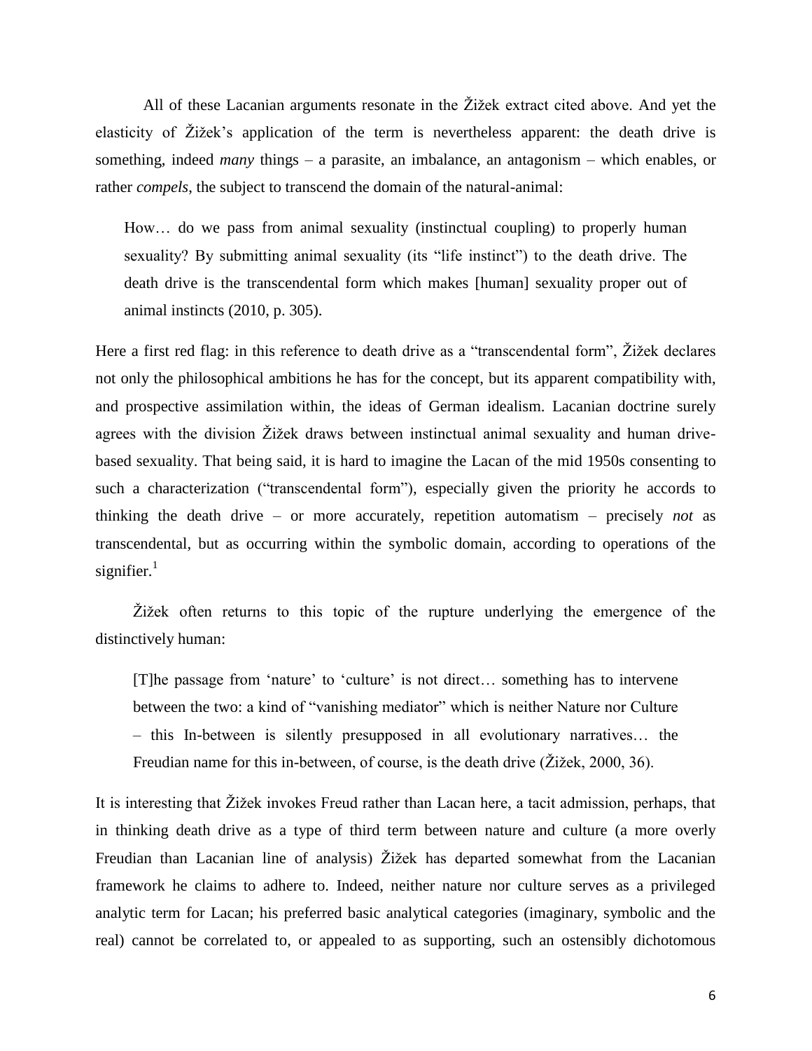All of these Lacanian arguments resonate in the Žižek extract cited above. And yet the elasticity of Žižek's application of the term is nevertheless apparent: the death drive is something, indeed *many* things – a parasite, an imbalance, an antagonism – which enables, or rather *compels*, the subject to transcend the domain of the natural-animal:

> How… do we pass from animal sexuality (instinctual coupling) to properly human sexuality? By submitting animal sexuality (its "life instinct") to the death drive. The death drive is the transcendental form which makes [human] sexuality proper out of animal instincts (2010, p. 305).

Here a first red flag: in this reference to death drive as a "transcendental form", Žižek declares not only the philosophical ambitions he has for the concept, but its apparent compatibility with, and prospective assimilation within, the ideas of German idealism. Lacanian doctrine surely agrees with the division Žižek draws between instinctual animal sexuality and human drive-based sexuality. That being said, it is hard to imagine the Lacan of the mid 1950s consenting to such a characterization ("transcendental form"), especially given the priority he accords to thinking the death drive – or more accurately, repetition automatism – precisely *not* as transcendental, but as occurring within the symbolic domain, according to operations of the signifier.[1]

Žižek often returns to this topic of the rupture underlying the emergence of the distinctively human:

> [T]he passage from 'nature' to 'culture' is not direct… something has to intervene between the two: a kind of "vanishing mediator" which is neither Nature nor Culture – this In-between is silently presupposed in all evolutionary narratives… the Freudian name for this in-between, of course, is the death drive (Žižek, 2000, 36).

It is interesting that Žižek invokes Freud rather than Lacan here, a tacit admission, perhaps, that in thinking death drive as a type of third term between nature and culture (a more overly Freudian than Lacanian line of analysis) Žižek has departed somewhat from the Lacanian framework he claims to adhere to. Indeed, neither nature nor culture serves as a privileged analytic term for Lacan; his preferred basic analytical categories (imaginary, symbolic and the real) cannot be correlated to, or appealed to as supporting, such an ostensibly dichotomous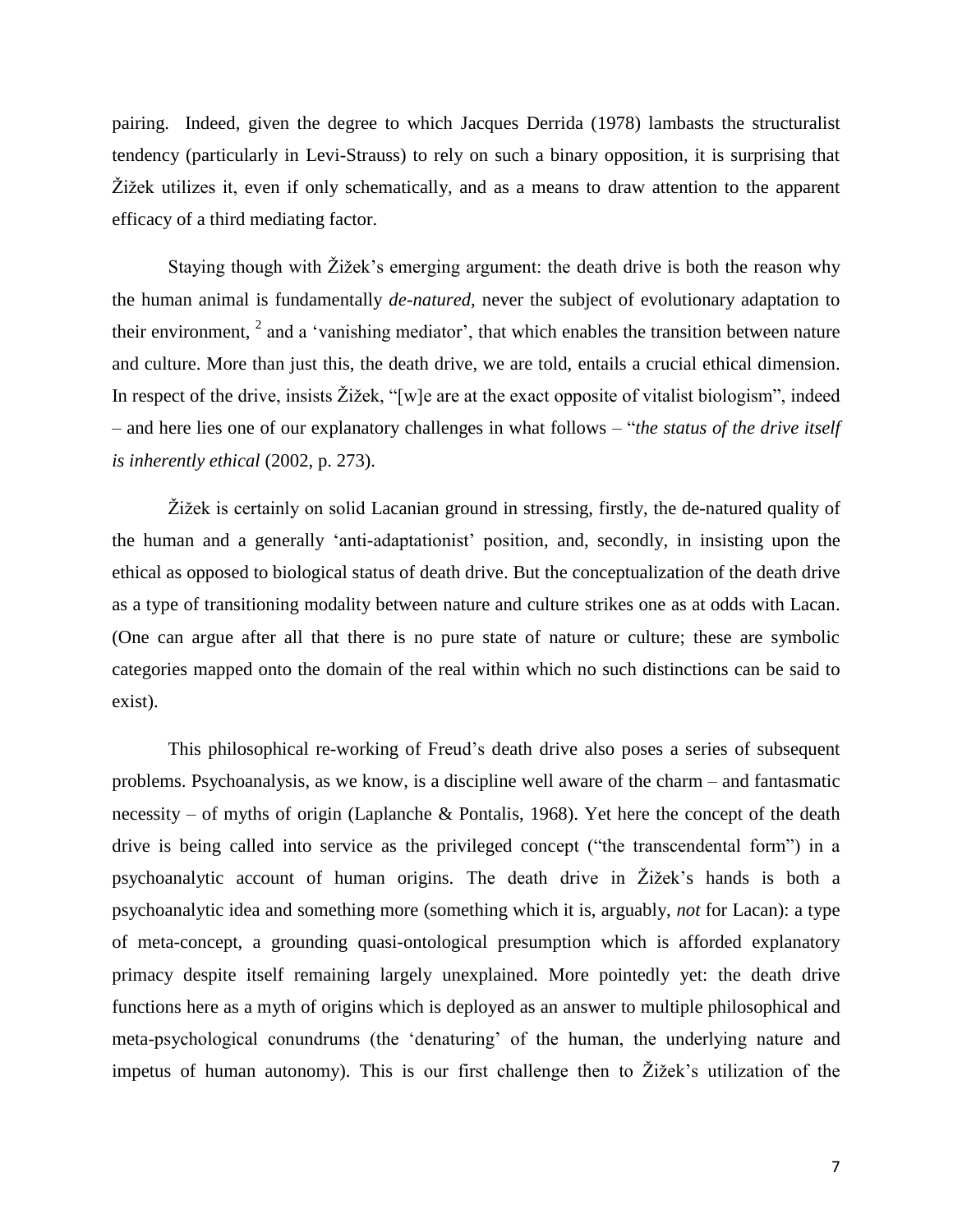pairing. Indeed, given the degree to which Jacques Derrida (1978) lambasts the structuralist tendency (particularly in Levi-Strauss) to rely on such a binary opposition, it is surprising that Žižek utilizes it, even if only schematically, and as a means to draw attention to the apparent efficacy of a third mediating factor.

Staying though with Žižek's emerging argument: the death drive is both the reason why the human animal is fundamentally *de-natured*, never the subject of evolutionary adaptation to their environment, [2] and a 'vanishing mediator', that which enables the transition between nature and culture. More than just this, the death drive, we are told, entails a crucial ethical dimension. In respect of the drive, insists Žižek, "[w]e are at the exact opposite of vitalist biologism", indeed – and here lies one of our explanatory challenges in what follows – "*the status of the drive itself is inherently ethical* (2002, p. 273).

Žižek is certainly on solid Lacanian ground in stressing, firstly, the de-natured quality of the human and a generally 'anti-adaptationist' position, and, secondly, in insisting upon the ethical as opposed to biological status of death drive. But the conceptualization of the death drive as a type of transitioning modality between nature and culture strikes one as at odds with Lacan. (One can argue after all that there is no pure state of nature or culture; these are symbolic categories mapped onto the domain of the real within which no such distinctions can be said to exist).

This philosophical re-working of Freud's death drive also poses a series of subsequent problems. Psychoanalysis, as we know, is a discipline well aware of the charm – and fantasmatic necessity – of myths of origin (Laplanche & Pontalis, 1968). Yet here the concept of the death drive is being called into service as the privileged concept ("the transcendental form") in a psychoanalytic account of human origins. The death drive in Žižek's hands is both a psychoanalytic idea and something more (something which it is, arguably, *not* for Lacan): a type of meta-concept, a grounding quasi-ontological presumption which is afforded explanatory primacy despite itself remaining largely unexplained. More pointedly yet: the death drive functions here as a myth of origins which is deployed as an answer to multiple philosophical and meta-psychological conundrums (the 'denaturing' of the human, the underlying nature and impetus of human autonomy). This is our first challenge then to Žižek's utilization of the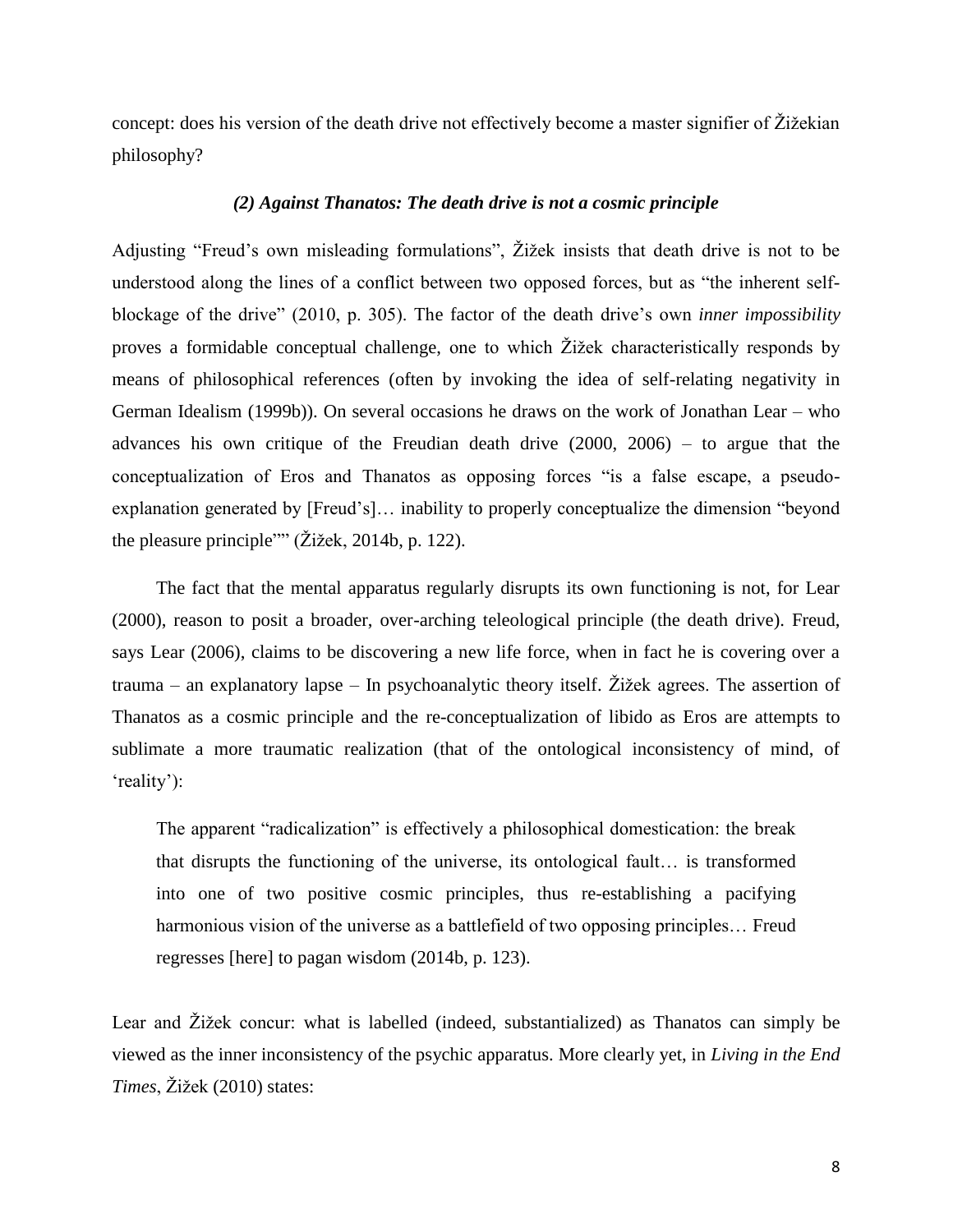concept: does his version of the death drive not effectively become a master signifier of Žižekian philosophy?

### *(2) Against Thanatos: The death drive is not a cosmic principle*

Adjusting "Freud's own misleading formulations", Žižek insists that death drive is not to be understood along the lines of a conflict between two opposed forces, but as "the inherent self-blockage of the drive" (2010, p. 305). The factor of the death drive's own *inner impossibility* proves a formidable conceptual challenge, one to which Žižek characteristically responds by means of philosophical references (often by invoking the idea of self-relating negativity in German Idealism (1999b)). On several occasions he draws on the work of Jonathan Lear – who advances his own critique of the Freudian death drive (2000, 2006) – to argue that the conceptualization of Eros and Thanatos as opposing forces "is a false escape, a pseudo-explanation generated by [Freud's]… inability to properly conceptualize the dimension "beyond the pleasure principle"" (Žižek, 2014b, p. 122).

The fact that the mental apparatus regularly disrupts its own functioning is not, for Lear (2000), reason to posit a broader, over-arching teleological principle (the death drive). Freud, says Lear (2006), claims to be discovering a new life force, when in fact he is covering over a trauma – an explanatory lapse – In psychoanalytic theory itself. Žižek agrees. The assertion of Thanatos as a cosmic principle and the re-conceptualization of libido as Eros are attempts to sublimate a more traumatic realization (that of the ontological inconsistency of mind, of 'reality'):

> The apparent "radicalization" is effectively a philosophical domestication: the break that disrupts the functioning of the universe, its ontological fault… is transformed into one of two positive cosmic principles, thus re-establishing a pacifying harmonious vision of the universe as a battlefield of two opposing principles… Freud regresses [here] to pagan wisdom (2014b, p. 123).

Lear and Žižek concur: what is labelled (indeed, substantialized) as Thanatos can simply be viewed as the inner inconsistency of the psychic apparatus. More clearly yet, in *Living in the End Times*, Žižek (2010) states: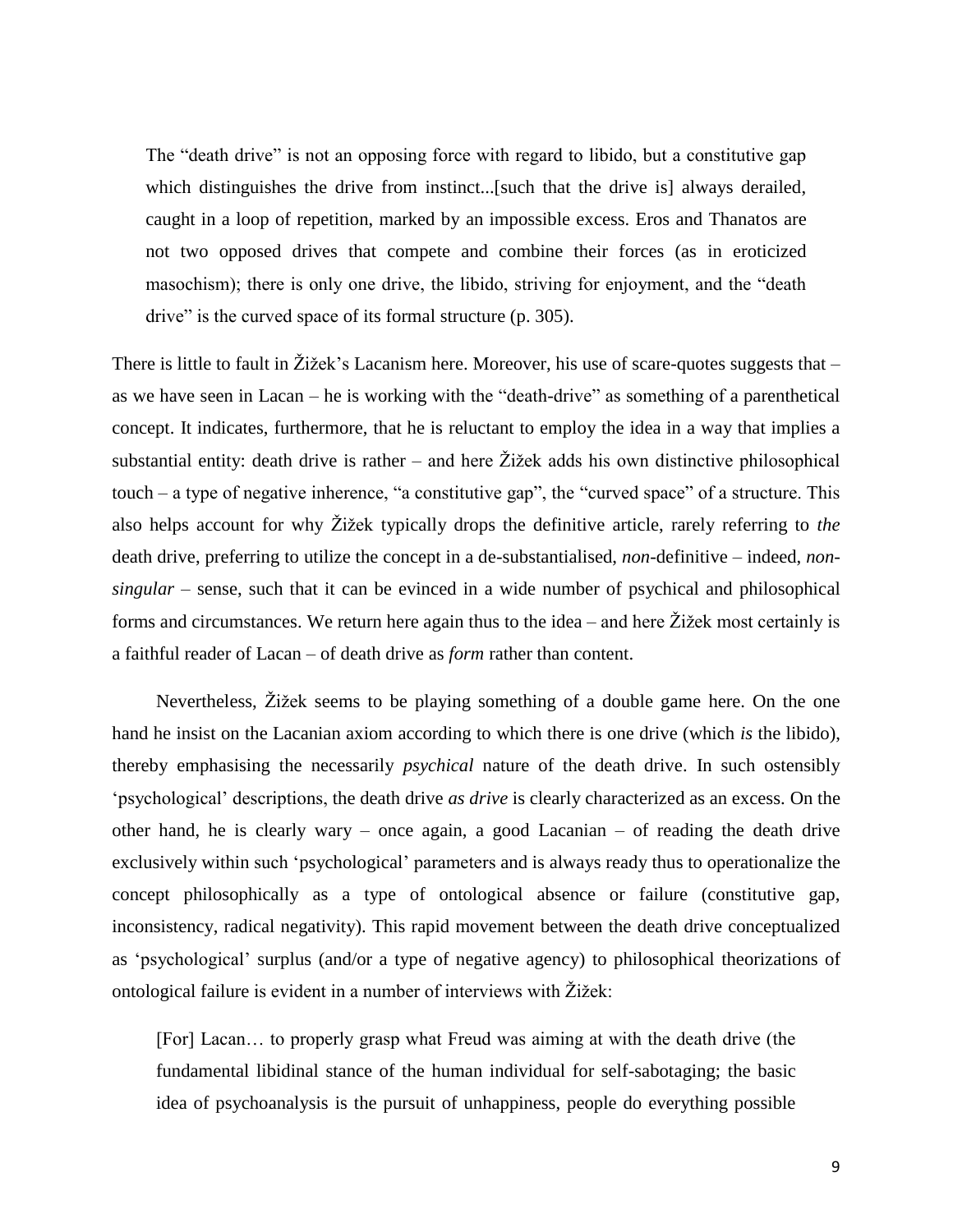> The "death drive" is not an opposing force with regard to libido, but a constitutive gap which distinguishes the drive from instinct...[such that the drive is] always derailed, caught in a loop of repetition, marked by an impossible excess. Eros and Thanatos are not two opposed drives that compete and combine their forces (as in eroticized masochism); there is only one drive, the libido, striving for enjoyment, and the "death drive" is the curved space of its formal structure (p. 305).

There is little to fault in Žižek's Lacanism here. Moreover, his use of scare-quotes suggests that – as we have seen in Lacan – he is working with the "death-drive" as something of a parenthetical concept. It indicates, furthermore, that he is reluctant to employ the idea in a way that implies a substantial entity: death drive is rather – and here Žižek adds his own distinctive philosophical touch – a type of negative inherence, "a constitutive gap", the "curved space" of a structure. This also helps account for why Žižek typically drops the definitive article, rarely referring to *the* death drive, preferring to utilize the concept in a de-substantialised, *non*-definitive – indeed, *non-singular* – sense, such that it can be evinced in a wide number of psychical and philosophical forms and circumstances. We return here again thus to the idea – and here Žižek most certainly is a faithful reader of Lacan – of death drive as *form* rather than content.

Nevertheless, Žižek seems to be playing something of a double game here. On the one hand he insist on the Lacanian axiom according to which there is one drive (which *is* the libido), thereby emphasising the necessarily *psychical* nature of the death drive. In such ostensibly 'psychological' descriptions, the death drive *as drive* is clearly characterized as an excess. On the other hand, he is clearly wary – once again, a good Lacanian – of reading the death drive exclusively within such 'psychological' parameters and is always ready thus to operationalize the concept philosophically as a type of ontological absence or failure (constitutive gap, inconsistency, radical negativity). This rapid movement between the death drive conceptualized as 'psychological' surplus (and/or a type of negative agency) to philosophical theorizations of ontological failure is evident in a number of interviews with Žižek:

> [For] Lacan… to properly grasp what Freud was aiming at with the death drive (the fundamental libidinal stance of the human individual for self-sabotaging; the basic idea of psychoanalysis is the pursuit of unhappiness, people do everything possible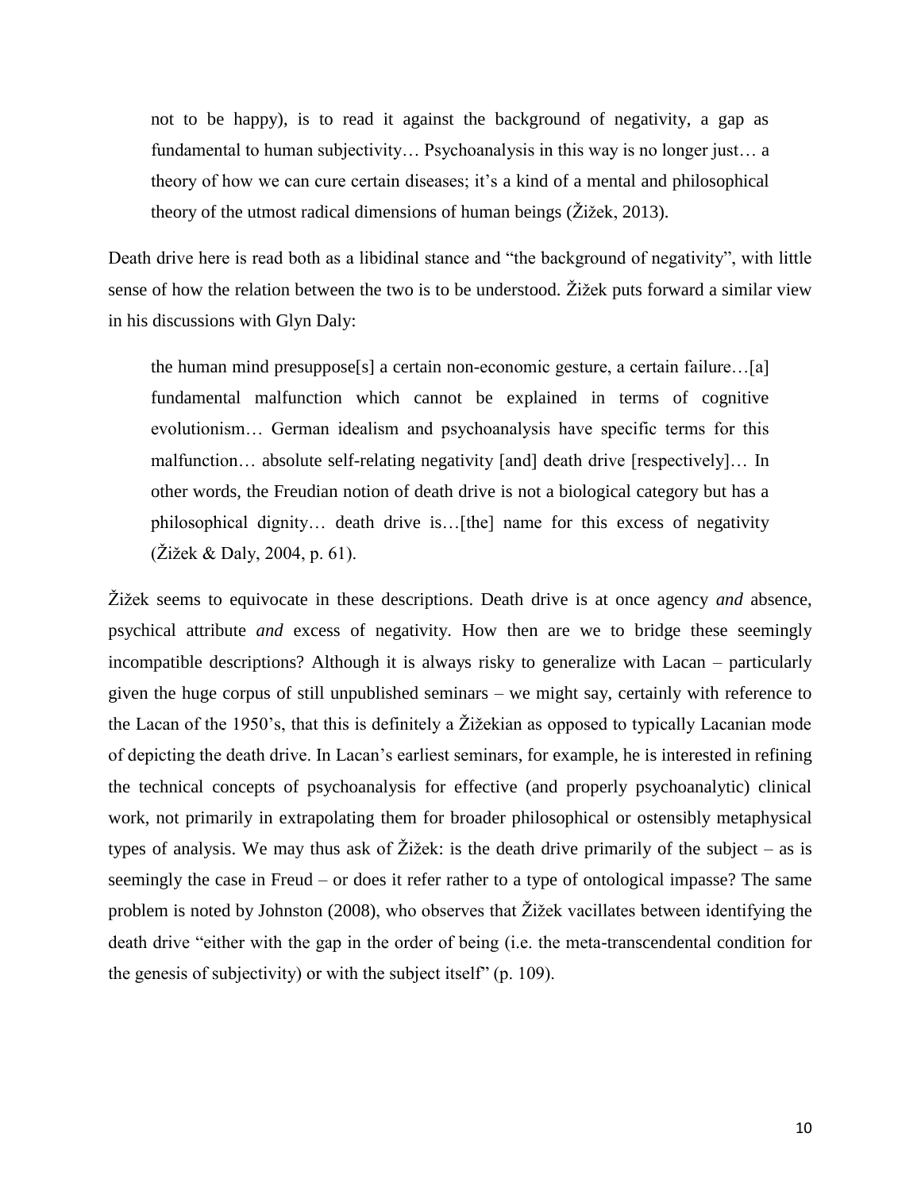> not to be happy), is to read it against the background of negativity, a gap as fundamental to human subjectivity… Psychoanalysis in this way is no longer just… a theory of how we can cure certain diseases; it's a kind of a mental and philosophical theory of the utmost radical dimensions of human beings (Žižek, 2013).

Death drive here is read both as a libidinal stance and "the background of negativity", with little sense of how the relation between the two is to be understood. Žižek puts forward a similar view in his discussions with Glyn Daly:

> the human mind presuppose[s] a certain non-economic gesture, a certain failure…[a] fundamental malfunction which cannot be explained in terms of cognitive evolutionism… German idealism and psychoanalysis have specific terms for this malfunction… absolute self-relating negativity [and] death drive [respectively]… In other words, the Freudian notion of death drive is not a biological category but has a philosophical dignity… death drive is…[the] name for this excess of negativity (Žižek & Daly, 2004, p. 61).

Žižek seems to equivocate in these descriptions. Death drive is at once agency *and* absence, psychical attribute *and* excess of negativity. How then are we to bridge these seemingly incompatible descriptions? Although it is always risky to generalize with Lacan – particularly given the huge corpus of still unpublished seminars – we might say, certainly with reference to the Lacan of the 1950's, that this is definitely a Žižekian as opposed to typically Lacanian mode of depicting the death drive. In Lacan's earliest seminars, for example, he is interested in refining the technical concepts of psychoanalysis for effective (and properly psychoanalytic) clinical work, not primarily in extrapolating them for broader philosophical or ostensibly metaphysical types of analysis. We may thus ask of Žižek: is the death drive primarily of the subject – as is seemingly the case in Freud – or does it refer rather to a type of ontological impasse? The same problem is noted by Johnston (2008), who observes that Žižek vacillates between identifying the death drive "either with the gap in the order of being (i.e. the meta-transcendental condition for the genesis of subjectivity) or with the subject itself" (p. 109).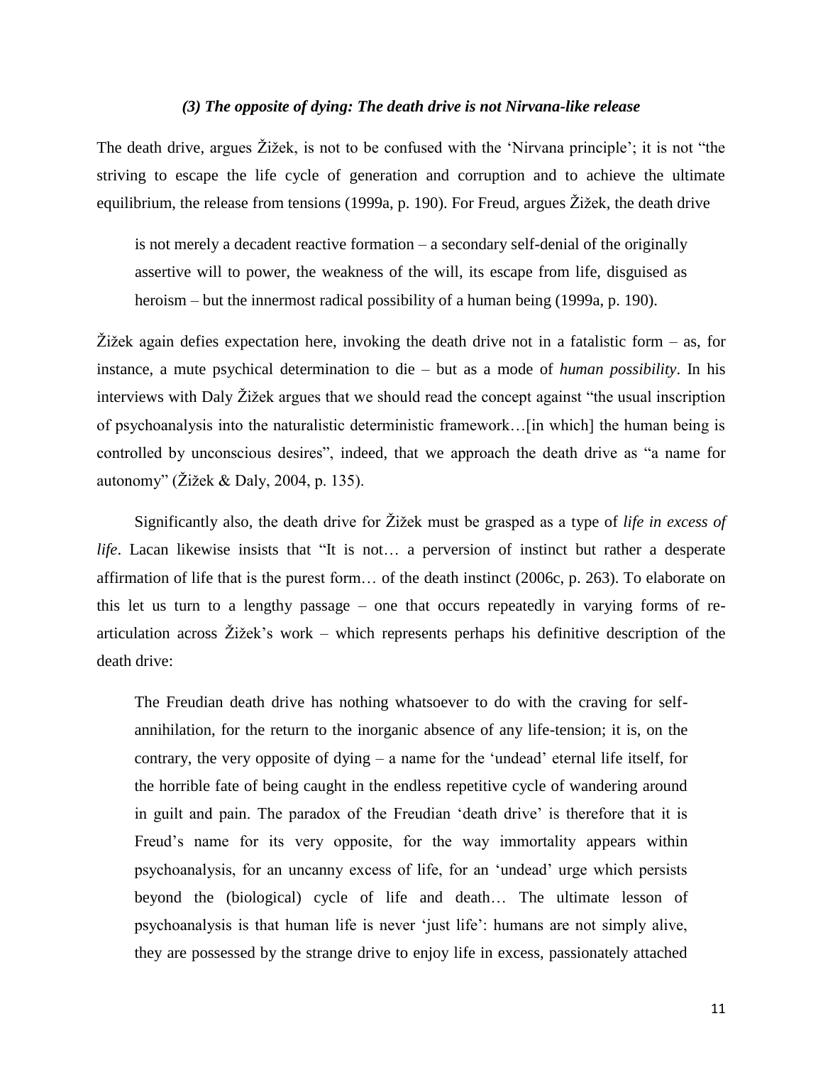### *(3) The opposite of dying: The death drive is not Nirvana-like release*

The death drive, argues Žižek, is not to be confused with the 'Nirvana principle'; it is not "the striving to escape the life cycle of generation and corruption and to achieve the ultimate equilibrium, the release from tensions (1999a, p. 190). For Freud, argues Žižek, the death drive

> is not merely a decadent reactive formation – a secondary self-denial of the originally assertive will to power, the weakness of the will, its escape from life, disguised as heroism – but the innermost radical possibility of a human being (1999a, p. 190).

Žižek again defies expectation here, invoking the death drive not in a fatalistic form – as, for instance, a mute psychical determination to die – but as a mode of *human possibility*. In his interviews with Daly Žižek argues that we should read the concept against "the usual inscription of psychoanalysis into the naturalistic deterministic framework…[in which] the human being is controlled by unconscious desires", indeed, that we approach the death drive as "a name for autonomy" (Žižek & Daly, 2004, p. 135).

Significantly also, the death drive for Žižek must be grasped as a type of *life in excess of life*. Lacan likewise insists that "It is not… a perversion of instinct but rather a desperate affirmation of life that is the purest form… of the death instinct (2006c, p. 263). To elaborate on this let us turn to a lengthy passage – one that occurs repeatedly in varying forms of re-articulation across Žižek's work – which represents perhaps his definitive description of the death drive:

> The Freudian death drive has nothing whatsoever to do with the craving for self-annihilation, for the return to the inorganic absence of any life-tension; it is, on the contrary, the very opposite of dying – a name for the 'undead' eternal life itself, for the horrible fate of being caught in the endless repetitive cycle of wandering around in guilt and pain. The paradox of the Freudian 'death drive' is therefore that it is Freud's name for its very opposite, for the way immortality appears within psychoanalysis, for an uncanny excess of life, for an 'undead' urge which persists beyond the (biological) cycle of life and death… The ultimate lesson of psychoanalysis is that human life is never 'just life': humans are not simply alive, they are possessed by the strange drive to enjoy life in excess, passionately attached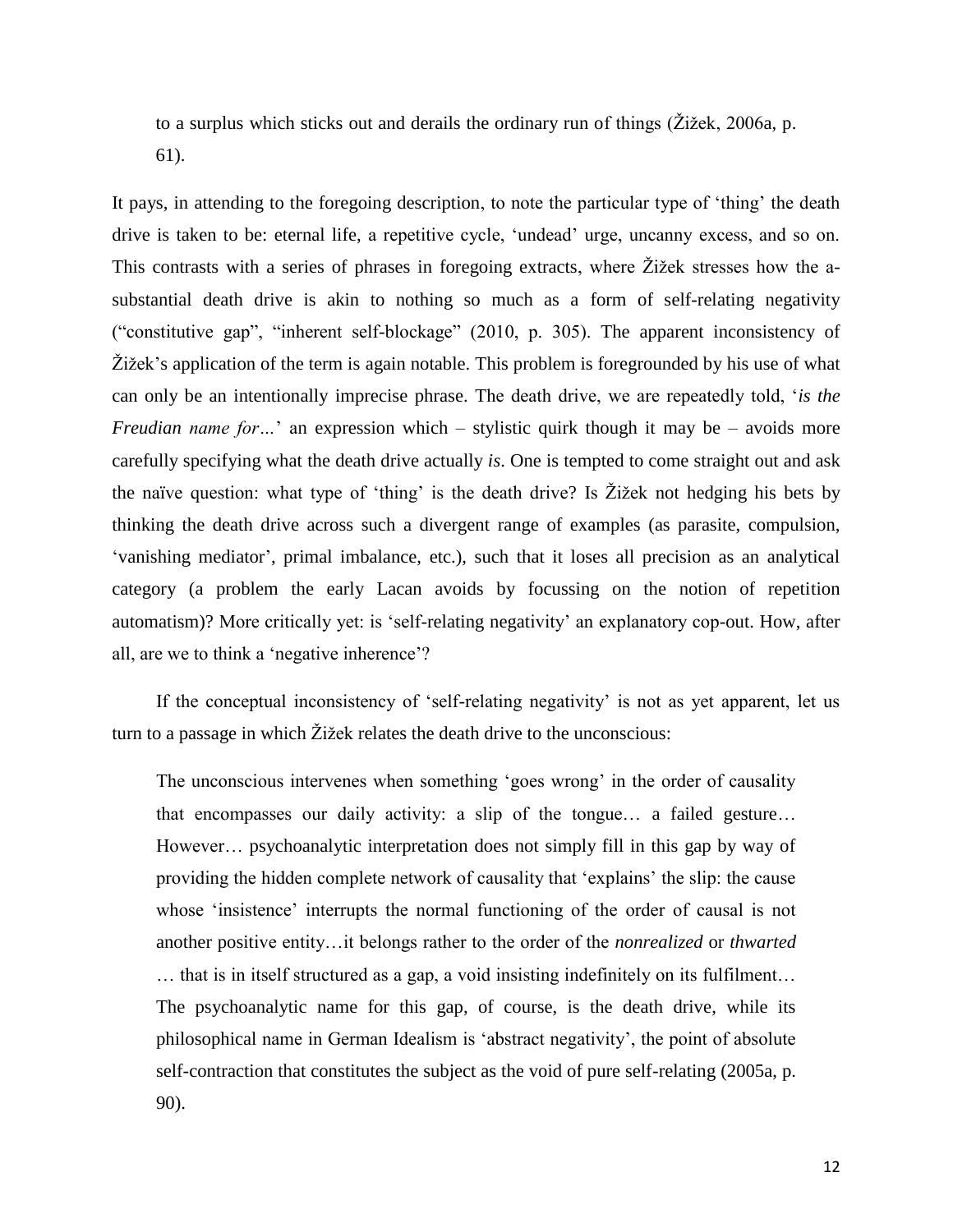> to a surplus which sticks out and derails the ordinary run of things (Žižek, 2006a, p. 61).

It pays, in attending to the foregoing description, to note the particular type of 'thing' the death drive is taken to be: eternal life, a repetitive cycle, 'undead' urge, uncanny excess, and so on. This contrasts with a series of phrases in foregoing extracts, where Žižek stresses how the a-substantial death drive is akin to nothing so much as a form of self-relating negativity ("constitutive gap", "inherent self-blockage" (2010, p. 305). The apparent inconsistency of Žižek's application of the term is again notable. This problem is foregrounded by his use of what can only be an intentionally imprecise phrase. The death drive, we are repeatedly told, '*is the Freudian name for…*' an expression which – stylistic quirk though it may be – avoids more carefully specifying what the death drive actually *is*. One is tempted to come straight out and ask the naïve question: what type of 'thing' is the death drive? Is Žižek not hedging his bets by thinking the death drive across such a divergent range of examples (as parasite, compulsion, 'vanishing mediator', primal imbalance, etc.), such that it loses all precision as an analytical category (a problem the early Lacan avoids by focussing on the notion of repetition automatism)? More critically yet: is 'self-relating negativity' an explanatory cop-out. How, after all, are we to think a 'negative inherence'?

If the conceptual inconsistency of 'self-relating negativity' is not as yet apparent, let us turn to a passage in which Žižek relates the death drive to the unconscious:

> The unconscious intervenes when something 'goes wrong' in the order of causality that encompasses our daily activity: a slip of the tongue… a failed gesture… However… psychoanalytic interpretation does not simply fill in this gap by way of providing the hidden complete network of causality that 'explains' the slip: the cause whose 'insistence' interrupts the normal functioning of the order of causal is not another positive entity…it belongs rather to the order of the *nonrealized* or *thwarted* … that is in itself structured as a gap, a void insisting indefinitely on its fulfilment… The psychoanalytic name for this gap, of course, is the death drive, while its philosophical name in German Idealism is 'abstract negativity', the point of absolute self-contraction that constitutes the subject as the void of pure self-relating (2005a, p. 90).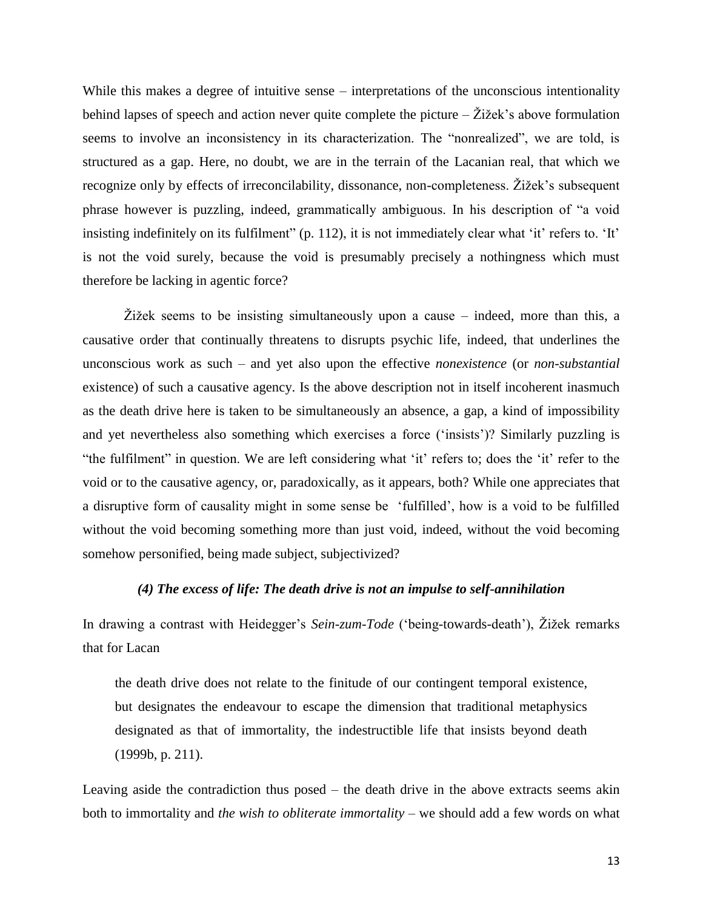While this makes a degree of intuitive sense – interpretations of the unconscious intentionality behind lapses of speech and action never quite complete the picture – Žižek's above formulation seems to involve an inconsistency in its characterization. The "nonrealized", we are told, is structured as a gap. Here, no doubt, we are in the terrain of the Lacanian real, that which we recognize only by effects of irreconcilability, dissonance, non-completeness. Žižek's subsequent phrase however is puzzling, indeed, grammatically ambiguous. In his description of "a void insisting indefinitely on its fulfilment" (p. 112), it is not immediately clear what 'it' refers to. 'It' is not the void surely, because the void is presumably precisely a nothingness which must therefore be lacking in agentic force?

Žižek seems to be insisting simultaneously upon a cause – indeed, more than this, a causative order that continually threatens to disrupts psychic life, indeed, that underlines the unconscious work as such – and yet also upon the effective *nonexistence* (or *non-substantial* existence) of such a causative agency. Is the above description not in itself incoherent inasmuch as the death drive here is taken to be simultaneously an absence, a gap, a kind of impossibility and yet nevertheless also something which exercises a force ('insists')? Similarly puzzling is "the fulfilment" in question. We are left considering what 'it' refers to; does the 'it' refer to the void or to the causative agency, or, paradoxically, as it appears, both? While one appreciates that a disruptive form of causality might in some sense be 'fulfilled', how is a void to be fulfilled without the void becoming something more than just void, indeed, without the void becoming somehow personified, being made subject, subjectivized?

### *(4) The excess of life: The death drive is not an impulse to self-annihilation*

In drawing a contrast with Heidegger's *Sein-zum-Tode* ('being-towards-death'), Žižek remarks that for Lacan

> the death drive does not relate to the finitude of our contingent temporal existence, but designates the endeavour to escape the dimension that traditional metaphysics designated as that of immortality, the indestructible life that insists beyond death (1999b, p. 211).

Leaving aside the contradiction thus posed – the death drive in the above extracts seems akin both to immortality and *the wish to obliterate immortality* – we should add a few words on what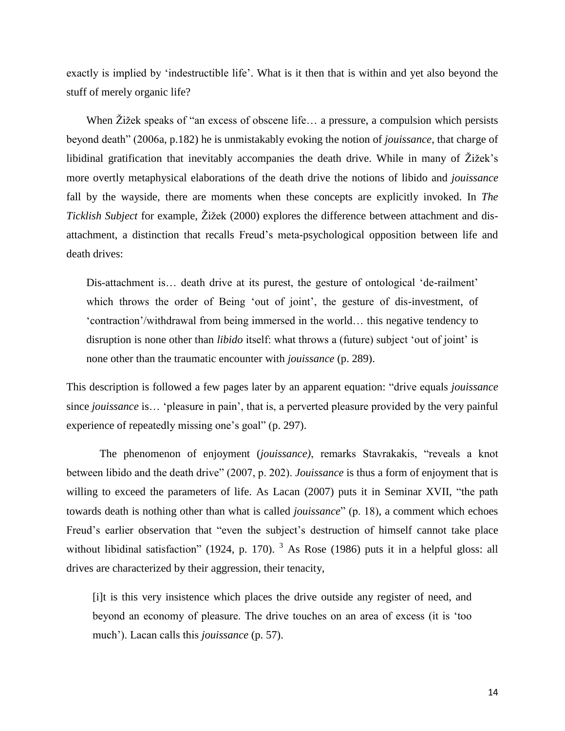exactly is implied by 'indestructible life'. What is it then that is within and yet also beyond the stuff of merely organic life?

When Žižek speaks of "an excess of obscene life… a pressure, a compulsion which persists beyond death" (2006a, p.182) he is unmistakably evoking the notion of *jouissance*, that charge of libidinal gratification that inevitably accompanies the death drive. While in many of Žižek's more overtly metaphysical elaborations of the death drive the notions of libido and *jouissance* fall by the wayside, there are moments when these concepts are explicitly invoked. In *The Ticklish Subject* for example, Žižek (2000) explores the difference between attachment and dis-attachment, a distinction that recalls Freud's meta-psychological opposition between life and death drives:

> Dis-attachment is… death drive at its purest, the gesture of ontological 'de-railment' which throws the order of Being 'out of joint', the gesture of dis-investment, of 'contraction'/withdrawal from being immersed in the world… this negative tendency to disruption is none other than *libido* itself: what throws a (future) subject 'out of joint' is none other than the traumatic encounter with *jouissance* (p. 289).

This description is followed a few pages later by an apparent equation: "drive equals *jouissance* since *jouissance* is… 'pleasure in pain', that is, a perverted pleasure provided by the very painful experience of repeatedly missing one's goal" (p. 297).

The phenomenon of enjoyment (*jouissance)*, remarks Stavrakakis, "reveals a knot between libido and the death drive" (2007, p. 202). *Jouissance* is thus a form of enjoyment that is willing to exceed the parameters of life. As Lacan (2007) puts it in Seminar XVII, "the path towards death is nothing other than what is called *jouissance*" (p. 18), a comment which echoes Freud's earlier observation that "even the subject's destruction of himself cannot take place without libidinal satisfaction" (1924, p. 170). [3] As Rose (1986) puts it in a helpful gloss: all drives are characterized by their aggression, their tenacity,

> [i]t is this very insistence which places the drive outside any register of need, and beyond an economy of pleasure. The drive touches on an area of excess (it is 'too much'). Lacan calls this *jouissance* (p. 57).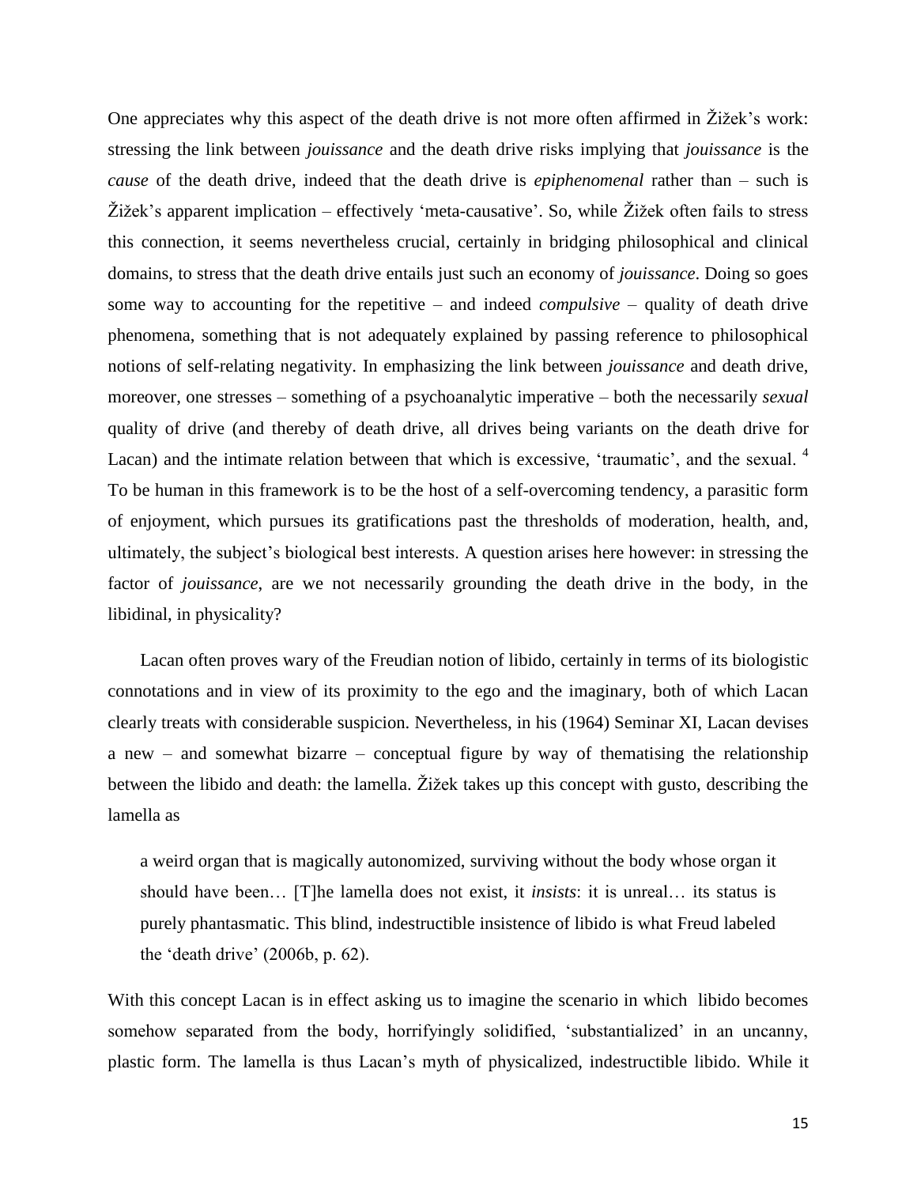One appreciates why this aspect of the death drive is not more often affirmed in Žižek's work: stressing the link between *jouissance* and the death drive risks implying that *jouissance* is the *cause* of the death drive, indeed that the death drive is *epiphenomenal* rather than – such is Žižek's apparent implication – effectively 'meta-causative'. So, while Žižek often fails to stress this connection, it seems nevertheless crucial, certainly in bridging philosophical and clinical domains, to stress that the death drive entails just such an economy of *jouissance*. Doing so goes some way to accounting for the repetitive – and indeed *compulsive* – quality of death drive phenomena, something that is not adequately explained by passing reference to philosophical notions of self-relating negativity. In emphasizing the link between *jouissance* and death drive, moreover, one stresses – something of a psychoanalytic imperative – both the necessarily *sexual* quality of drive (and thereby of death drive, all drives being variants on the death drive for Lacan) and the intimate relation between that which is excessive, 'traumatic', and the sexual. [4] To be human in this framework is to be the host of a self-overcoming tendency, a parasitic form of enjoyment, which pursues its gratifications past the thresholds of moderation, health, and, ultimately, the subject's biological best interests. A question arises here however: in stressing the factor of *jouissance*, are we not necessarily grounding the death drive in the body, in the libidinal, in physicality?

Lacan often proves wary of the Freudian notion of libido, certainly in terms of its biologistic connotations and in view of its proximity to the ego and the imaginary, both of which Lacan clearly treats with considerable suspicion. Nevertheless, in his (1964) Seminar XI, Lacan devises a new – and somewhat bizarre – conceptual figure by way of thematising the relationship between the libido and death: the lamella. Žižek takes up this concept with gusto, describing the lamella as

> a weird organ that is magically autonomized, surviving without the body whose organ it should have been… [T]he lamella does not exist, it *insists*: it is unreal… its status is purely phantasmatic. This blind, indestructible insistence of libido is what Freud labeled the 'death drive' (2006b, p. 62).

With this concept Lacan is in effect asking us to imagine the scenario in which libido becomes somehow separated from the body, horrifyingly solidified, 'substantialized' in an uncanny, plastic form. The lamella is thus Lacan's myth of physicalized, indestructible libido. While it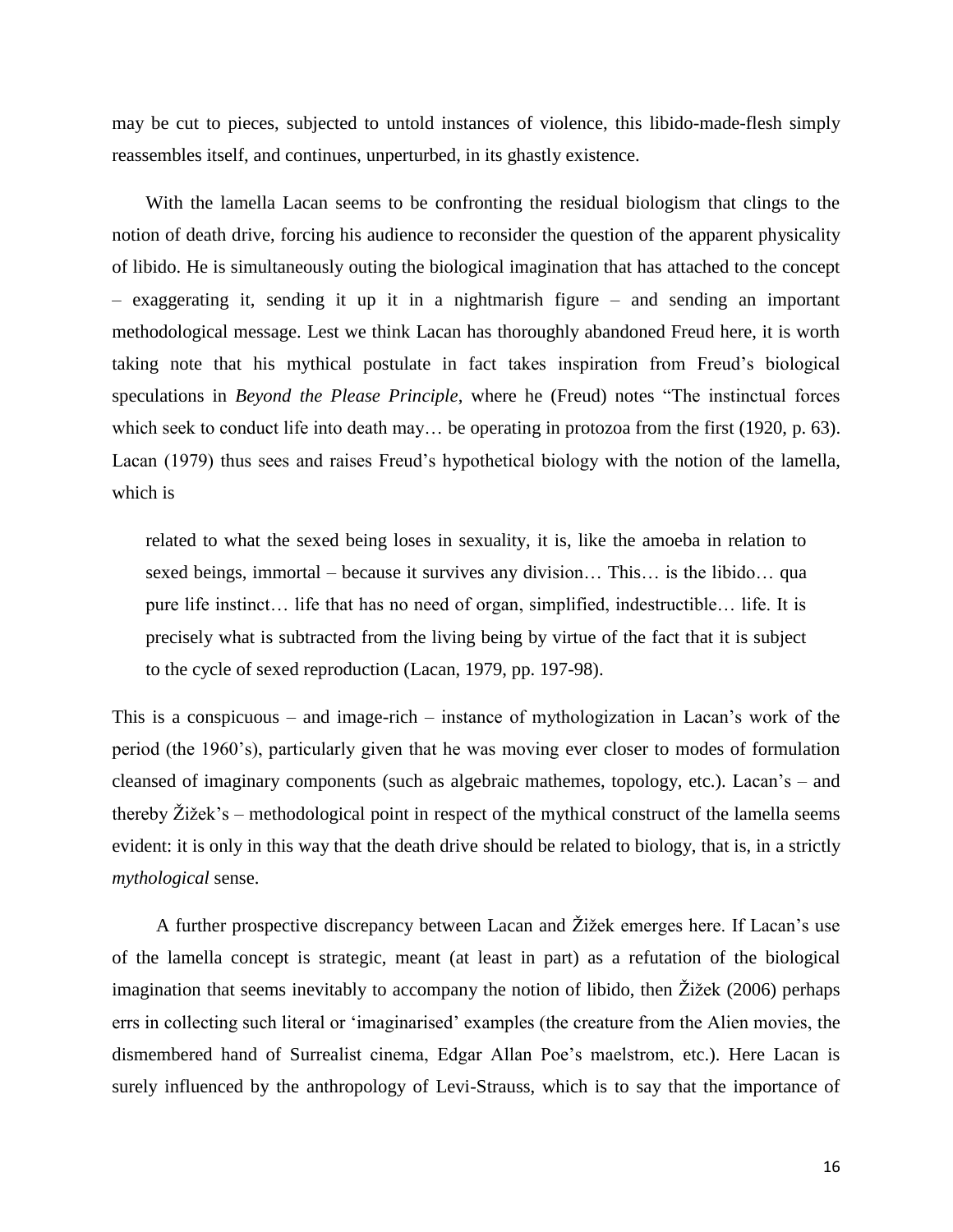may be cut to pieces, subjected to untold instances of violence, this libido-made-flesh simply reassembles itself, and continues, unperturbed, in its ghastly existence.

With the lamella Lacan seems to be confronting the residual biologism that clings to the notion of death drive, forcing his audience to reconsider the question of the apparent physicality of libido. He is simultaneously outing the biological imagination that has attached to the concept – exaggerating it, sending it up it in a nightmarish figure – and sending an important methodological message. Lest we think Lacan has thoroughly abandoned Freud here, it is worth taking note that his mythical postulate in fact takes inspiration from Freud's biological speculations in *Beyond the Please Principle*, where he (Freud) notes "The instinctual forces which seek to conduct life into death may… be operating in protozoa from the first (1920, p. 63). Lacan (1979) thus sees and raises Freud's hypothetical biology with the notion of the lamella, which is

> related to what the sexed being loses in sexuality, it is, like the amoeba in relation to sexed beings, immortal – because it survives any division… This… is the libido… qua pure life instinct… life that has no need of organ, simplified, indestructible… life. It is precisely what is subtracted from the living being by virtue of the fact that it is subject to the cycle of sexed reproduction (Lacan, 1979, pp. 197-98).

This is a conspicuous – and image-rich – instance of mythologization in Lacan's work of the period (the 1960's), particularly given that he was moving ever closer to modes of formulation cleansed of imaginary components (such as algebraic mathemes, topology, etc.). Lacan's – and thereby Žižek's – methodological point in respect of the mythical construct of the lamella seems evident: it is only in this way that the death drive should be related to biology, that is, in a strictly *mythological* sense.

A further prospective discrepancy between Lacan and Žižek emerges here. If Lacan's use of the lamella concept is strategic, meant (at least in part) as a refutation of the biological imagination that seems inevitably to accompany the notion of libido, then Žižek (2006) perhaps errs in collecting such literal or 'imaginarised' examples (the creature from the Alien movies, the dismembered hand of Surrealist cinema, Edgar Allan Poe's maelstrom, etc.). Here Lacan is surely influenced by the anthropology of Levi-Strauss, which is to say that the importance of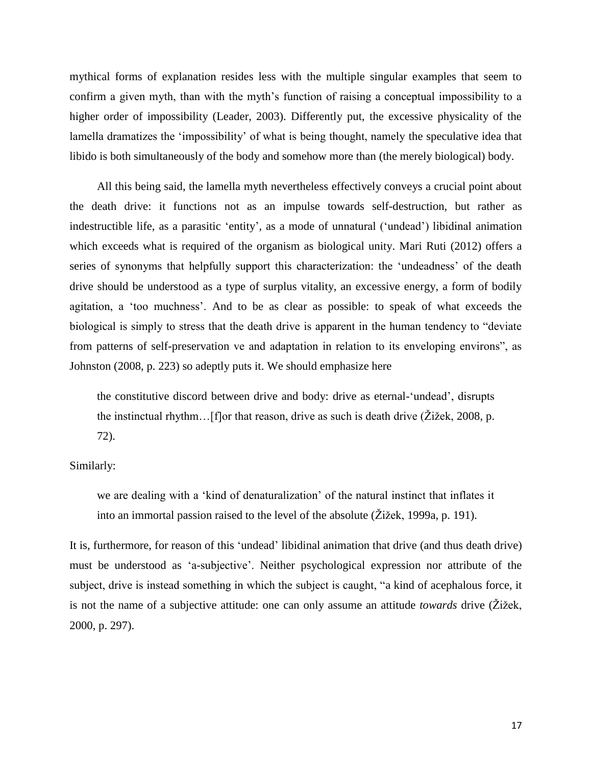mythical forms of explanation resides less with the multiple singular examples that seem to confirm a given myth, than with the myth's function of raising a conceptual impossibility to a higher order of impossibility (Leader, 2003). Differently put, the excessive physicality of the lamella dramatizes the 'impossibility' of what is being thought, namely the speculative idea that libido is both simultaneously of the body and somehow more than (the merely biological) body.

All this being said, the lamella myth nevertheless effectively conveys a crucial point about the death drive: it functions not as an impulse towards self-destruction, but rather as indestructible life, as a parasitic 'entity', as a mode of unnatural ('undead') libidinal animation which exceeds what is required of the organism as biological unity. Mari Ruti (2012) offers a series of synonyms that helpfully support this characterization: the 'undeadness' of the death drive should be understood as a type of surplus vitality, an excessive energy, a form of bodily agitation, a 'too muchness'. And to be as clear as possible: to speak of what exceeds the biological is simply to stress that the death drive is apparent in the human tendency to "deviate from patterns of self-preservation ve and adaptation in relation to its enveloping environs", as Johnston (2008, p. 223) so adeptly puts it. We should emphasize here

> the constitutive discord between drive and body: drive as eternal-'undead', disrupts the instinctual rhythm…[f]or that reason, drive as such is death drive (Žižek, 2008, p. 72).

Similarly:

> we are dealing with a 'kind of denaturalization' of the natural instinct that inflates it into an immortal passion raised to the level of the absolute (Žižek, 1999a, p. 191).

It is, furthermore, for reason of this 'undead' libidinal animation that drive (and thus death drive) must be understood as 'a-subjective'. Neither psychological expression nor attribute of the subject, drive is instead something in which the subject is caught, "a kind of acephalous force, it is not the name of a subjective attitude: one can only assume an attitude *towards* drive (Žižek, 2000, p. 297).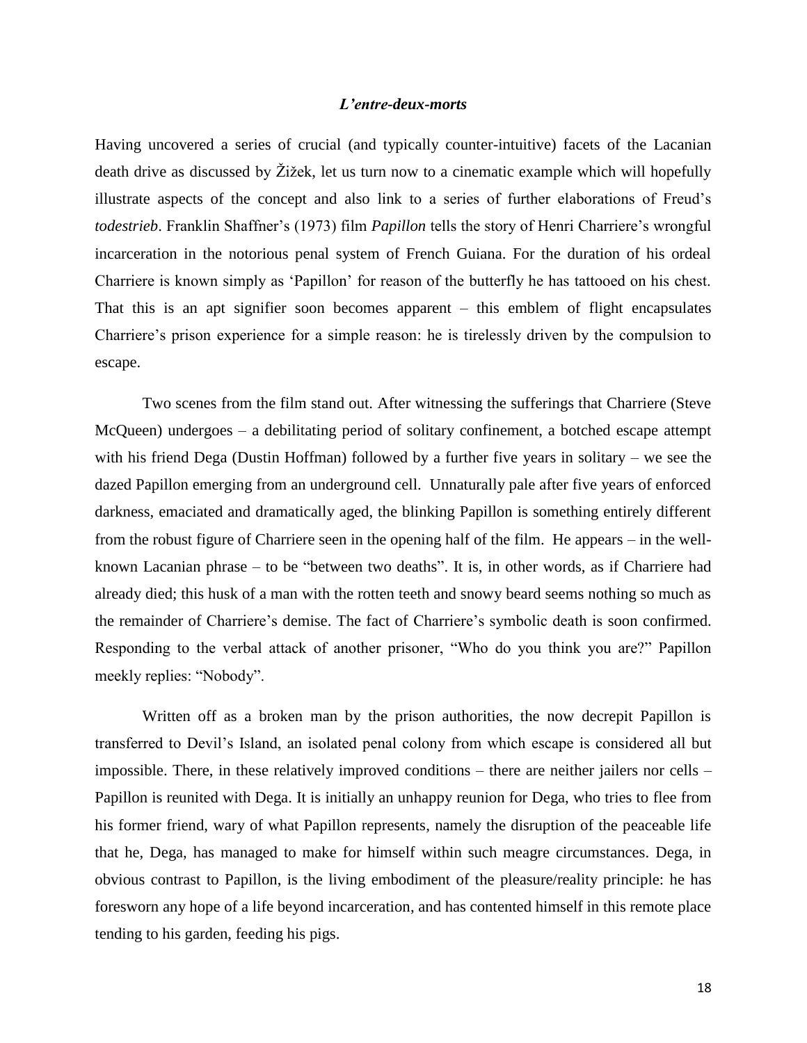### *L'entre-deux-morts*

Having uncovered a series of crucial (and typically counter-intuitive) facets of the Lacanian death drive as discussed by Žižek, let us turn now to a cinematic example which will hopefully illustrate aspects of the concept and also link to a series of further elaborations of Freud's *todestrieb*. Franklin Shaffner's (1973) film *Papillon* tells the story of Henri Charriere's wrongful incarceration in the notorious penal system of French Guiana. For the duration of his ordeal Charriere is known simply as 'Papillon' for reason of the butterfly he has tattooed on his chest. That this is an apt signifier soon becomes apparent – this emblem of flight encapsulates Charriere's prison experience for a simple reason: he is tirelessly driven by the compulsion to escape.

Two scenes from the film stand out. After witnessing the sufferings that Charriere (Steve McQueen) undergoes – a debilitating period of solitary confinement, a botched escape attempt with his friend Dega (Dustin Hoffman) followed by a further five years in solitary – we see the dazed Papillon emerging from an underground cell. Unnaturally pale after five years of enforced darkness, emaciated and dramatically aged, the blinking Papillon is something entirely different from the robust figure of Charriere seen in the opening half of the film. He appears – in the well-known Lacanian phrase – to be "between two deaths". It is, in other words, as if Charriere had already died; this husk of a man with the rotten teeth and snowy beard seems nothing so much as the remainder of Charriere's demise. The fact of Charriere's symbolic death is soon confirmed. Responding to the verbal attack of another prisoner, "Who do you think you are?" Papillon meekly replies: "Nobody".

Written off as a broken man by the prison authorities, the now decrepit Papillon is transferred to Devil's Island, an isolated penal colony from which escape is considered all but impossible. There, in these relatively improved conditions – there are neither jailers nor cells – Papillon is reunited with Dega. It is initially an unhappy reunion for Dega, who tries to flee from his former friend, wary of what Papillon represents, namely the disruption of the peaceable life that he, Dega, has managed to make for himself within such meagre circumstances. Dega, in obvious contrast to Papillon, is the living embodiment of the pleasure/reality principle: he has foresworn any hope of a life beyond incarceration, and has contented himself in this remote place tending to his garden, feeding his pigs.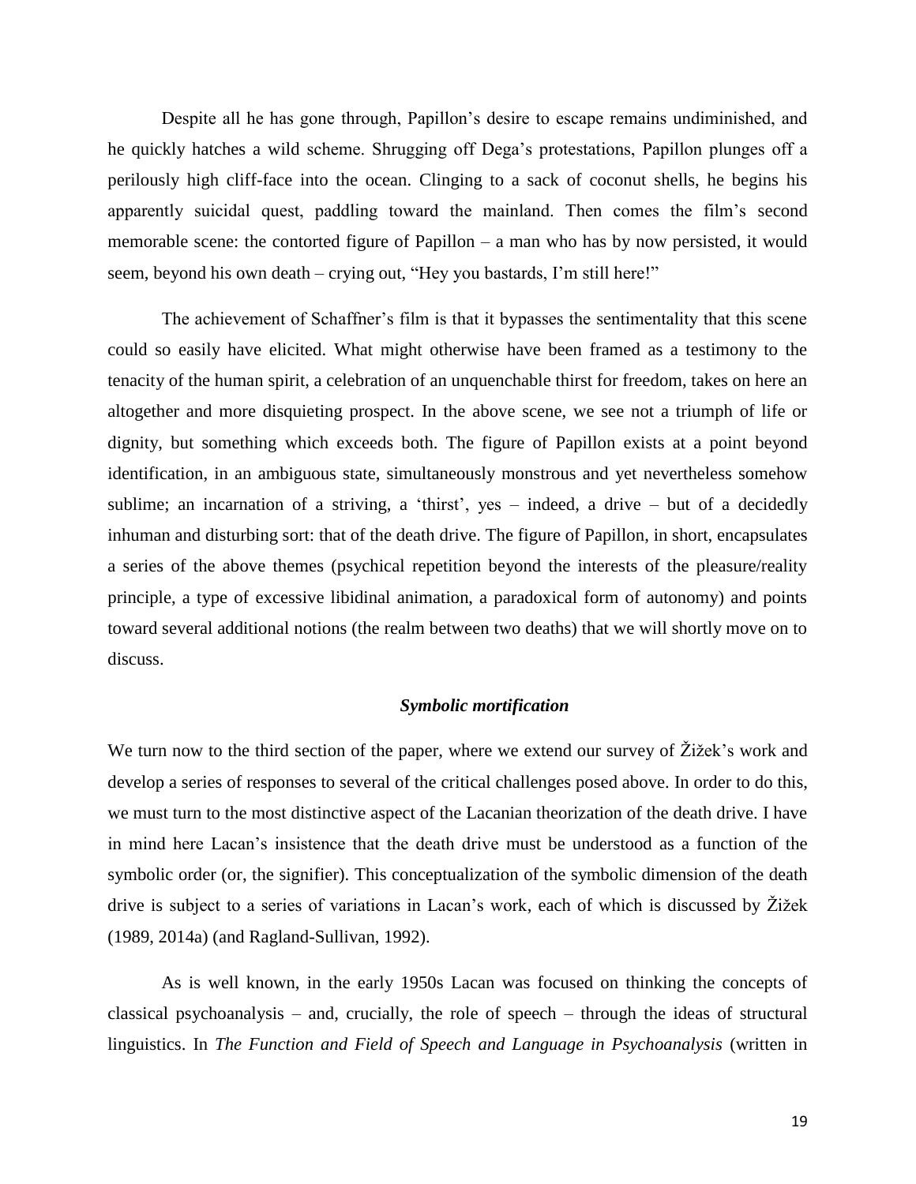Despite all he has gone through, Papillon's desire to escape remains undiminished, and he quickly hatches a wild scheme. Shrugging off Dega's protestations, Papillon plunges off a perilously high cliff-face into the ocean. Clinging to a sack of coconut shells, he begins his apparently suicidal quest, paddling toward the mainland. Then comes the film's second memorable scene: the contorted figure of Papillon – a man who has by now persisted, it would seem, beyond his own death – crying out, "Hey you bastards, I'm still here!"

The achievement of Schaffner's film is that it bypasses the sentimentality that this scene could so easily have elicited. What might otherwise have been framed as a testimony to the tenacity of the human spirit, a celebration of an unquenchable thirst for freedom, takes on here an altogether and more disquieting prospect. In the above scene, we see not a triumph of life or dignity, but something which exceeds both. The figure of Papillon exists at a point beyond identification, in an ambiguous state, simultaneously monstrous and yet nevertheless somehow sublime; an incarnation of a striving, a 'thirst', yes – indeed, a drive – but of a decidedly inhuman and disturbing sort: that of the death drive. The figure of Papillon, in short, encapsulates a series of the above themes (psychical repetition beyond the interests of the pleasure/reality principle, a type of excessive libidinal animation, a paradoxical form of autonomy) and points toward several additional notions (the realm between two deaths) that we will shortly move on to discuss.

### *Symbolic mortification*

We turn now to the third section of the paper, where we extend our survey of Žižek's work and develop a series of responses to several of the critical challenges posed above. In order to do this, we must turn to the most distinctive aspect of the Lacanian theorization of the death drive. I have in mind here Lacan's insistence that the death drive must be understood as a function of the symbolic order (or, the signifier). This conceptualization of the symbolic dimension of the death drive is subject to a series of variations in Lacan's work, each of which is discussed by Žižek (1989, 2014a) (and Ragland-Sullivan, 1992).

As is well known, in the early 1950s Lacan was focused on thinking the concepts of classical psychoanalysis – and, crucially, the role of speech – through the ideas of structural linguistics. In *The Function and Field of Speech and Language in Psychoanalysis* (written in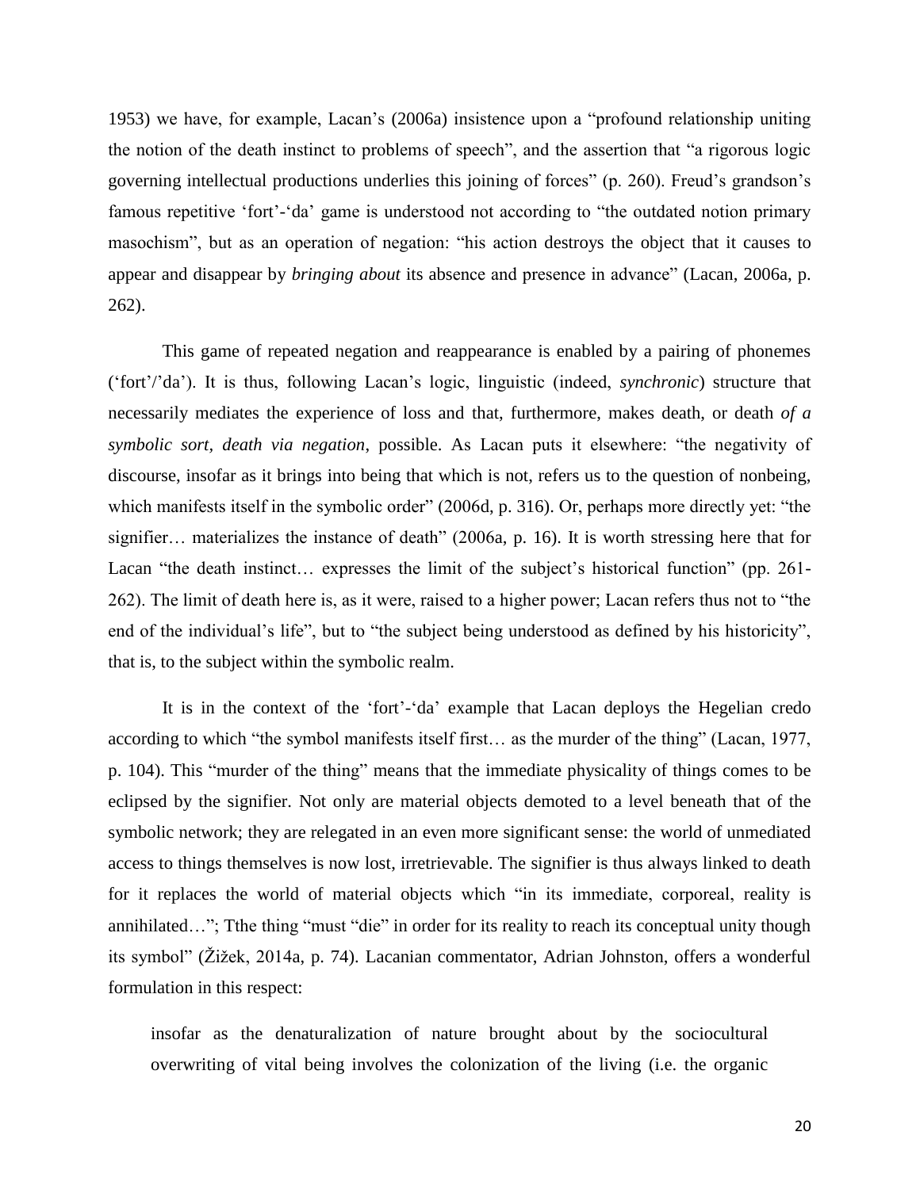1953) we have, for example, Lacan's (2006a) insistence upon a "profound relationship uniting the notion of the death instinct to problems of speech", and the assertion that "a rigorous logic governing intellectual productions underlies this joining of forces" (p. 260). Freud's grandson's famous repetitive 'fort'-'da' game is understood not according to "the outdated notion primary masochism", but as an operation of negation: "his action destroys the object that it causes to appear and disappear by *bringing about* its absence and presence in advance" (Lacan, 2006a, p. 262).

This game of repeated negation and reappearance is enabled by a pairing of phonemes ('fort'/'da'). It is thus, following Lacan's logic, linguistic (indeed, *synchronic*) structure that necessarily mediates the experience of loss and that, furthermore, makes death, or death *of a symbolic sort, death via negation*, possible. As Lacan puts it elsewhere: "the negativity of discourse, insofar as it brings into being that which is not, refers us to the question of nonbeing, which manifests itself in the symbolic order" (2006d, p. 316). Or, perhaps more directly yet: "the signifier… materializes the instance of death" (2006a, p. 16). It is worth stressing here that for Lacan "the death instinct… expresses the limit of the subject's historical function" (pp. 261-262). The limit of death here is, as it were, raised to a higher power; Lacan refers thus not to "the end of the individual's life", but to "the subject being understood as defined by his historicity", that is, to the subject within the symbolic realm.

It is in the context of the 'fort'-'da' example that Lacan deploys the Hegelian credo according to which "the symbol manifests itself first… as the murder of the thing" (Lacan, 1977, p. 104). This "murder of the thing" means that the immediate physicality of things comes to be eclipsed by the signifier. Not only are material objects demoted to a level beneath that of the symbolic network; they are relegated in an even more significant sense: the world of unmediated access to things themselves is now lost, irretrievable. The signifier is thus always linked to death for it replaces the world of material objects which "in its immediate, corporeal, reality is annihilated…"; Tthe thing "must "die" in order for its reality to reach its conceptual unity though its symbol" (Žižek, 2014a, p. 74). Lacanian commentator, Adrian Johnston, offers a wonderful formulation in this respect:

> insofar as the denaturalization of nature brought about by the sociocultural overwriting of vital being involves the colonization of the living (i.e. the organic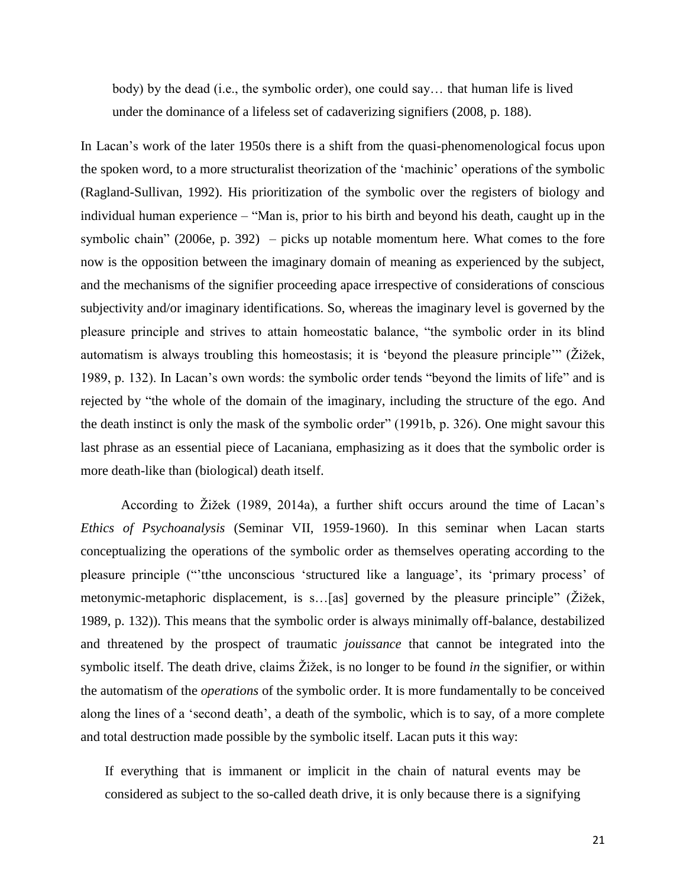body) by the dead (i.e., the symbolic order), one could say… that human life is lived under the dominance of a lifeless set of cadaverizing signifiers (2008, p. 188).

In Lacan's work of the later 1950s there is a shift from the quasi-phenomenological focus upon the spoken word, to a more structuralist theorization of the 'machinic' operations of the symbolic (Ragland-Sullivan, 1992). His prioritization of the symbolic over the registers of biology and individual human experience – "Man is, prior to his birth and beyond his death, caught up in the symbolic chain" (2006e, p. 392) – picks up notable momentum here. What comes to the fore now is the opposition between the imaginary domain of meaning as experienced by the subject, and the mechanisms of the signifier proceeding apace irrespective of considerations of conscious subjectivity and/or imaginary identifications. So, whereas the imaginary level is governed by the pleasure principle and strives to attain homeostatic balance, "the symbolic order in its blind automatism is always troubling this homeostasis; it is 'beyond the pleasure principle'" (Žižek, 1989, p. 132). In Lacan's own words: the symbolic order tends "beyond the limits of life" and is rejected by "the whole of the domain of the imaginary, including the structure of the ego. And the death instinct is only the mask of the symbolic order" (1991b, p. 326). One might savour this last phrase as an essential piece of Lacaniana, emphasizing as it does that the symbolic order is more death-like than (biological) death itself.

According to Žižek (1989, 2014a), a further shift occurs around the time of Lacan's *Ethics of Psychoanalysis* (Seminar VII, 1959-1960). In this seminar when Lacan starts conceptualizing the operations of the symbolic order as themselves operating according to the pleasure principle ("'tthe unconscious 'structured like a language', its 'primary process' of metonymic-metaphoric displacement, is s…[as] governed by the pleasure principle" (Žižek, 1989, p. 132)). This means that the symbolic order is always minimally off-balance, destabilized and threatened by the prospect of traumatic *jouissance* that cannot be integrated into the symbolic itself. The death drive, claims Žižek, is no longer to be found *in* the signifier, or within the automatism of the *operations* of the symbolic order. It is more fundamentally to be conceived along the lines of a 'second death', a death of the symbolic, which is to say, of a more complete and total destruction made possible by the symbolic itself. Lacan puts it this way:

> If everything that is immanent or implicit in the chain of natural events may be considered as subject to the so-called death drive, it is only because there is a signifying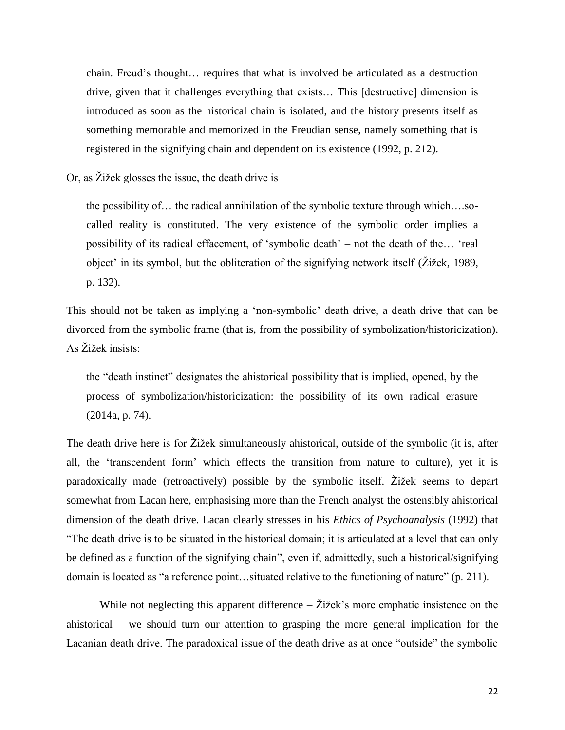> chain. Freud's thought… requires that what is involved be articulated as a destruction drive, given that it challenges everything that exists… This [destructive] dimension is introduced as soon as the historical chain is isolated, and the history presents itself as something memorable and memorized in the Freudian sense, namely something that is registered in the signifying chain and dependent on its existence (1992, p. 212).

Or, as Žižek glosses the issue, the death drive is

> the possibility of… the radical annihilation of the symbolic texture through which….so-called reality is constituted. The very existence of the symbolic order implies a possibility of its radical effacement, of 'symbolic death' – not the death of the… 'real object' in its symbol, but the obliteration of the signifying network itself (Žižek, 1989, p. 132).

This should not be taken as implying a 'non-symbolic' death drive, a death drive that can be divorced from the symbolic frame (that is, from the possibility of symbolization/historicization). As Žižek insists:

> the "death instinct" designates the ahistorical possibility that is implied, opened, by the process of symbolization/historicization: the possibility of its own radical erasure (2014a, p. 74).

The death drive here is for Žižek simultaneously ahistorical, outside of the symbolic (it is, after all, the 'transcendent form' which effects the transition from nature to culture), yet it is paradoxically made (retroactively) possible by the symbolic itself. Žižek seems to depart somewhat from Lacan here, emphasising more than the French analyst the ostensibly ahistorical dimension of the death drive. Lacan clearly stresses in his *Ethics of Psychoanalysis* (1992) that "The death drive is to be situated in the historical domain; it is articulated at a level that can only be defined as a function of the signifying chain", even if, admittedly, such a historical/signifying domain is located as "a reference point…situated relative to the functioning of nature" (p. 211).

While not neglecting this apparent difference – Žižek's more emphatic insistence on the ahistorical – we should turn our attention to grasping the more general implication for the Lacanian death drive. The paradoxical issue of the death drive as at once "outside" the symbolic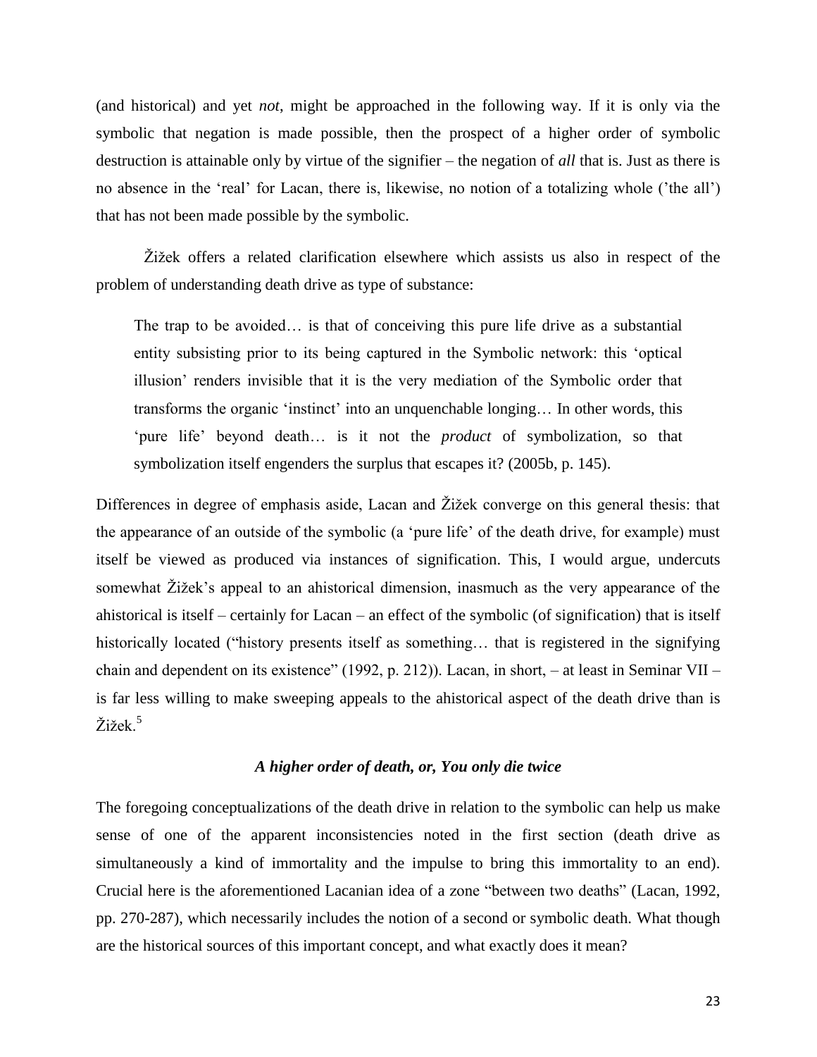(and historical) and yet *not*, might be approached in the following way. If it is only via the symbolic that negation is made possible, then the prospect of a higher order of symbolic destruction is attainable only by virtue of the signifier – the negation of *all* that is. Just as there is no absence in the 'real' for Lacan, there is, likewise, no notion of a totalizing whole ('the all') that has not been made possible by the symbolic.

Žižek offers a related clarification elsewhere which assists us also in respect of the problem of understanding death drive as type of substance:

> The trap to be avoided… is that of conceiving this pure life drive as a substantial entity subsisting prior to its being captured in the Symbolic network: this 'optical illusion' renders invisible that it is the very mediation of the Symbolic order that transforms the organic 'instinct' into an unquenchable longing… In other words, this 'pure life' beyond death… is it not the *product* of symbolization, so that symbolization itself engenders the surplus that escapes it? (2005b, p. 145).

Differences in degree of emphasis aside, Lacan and Žižek converge on this general thesis: that the appearance of an outside of the symbolic (a 'pure life' of the death drive, for example) must itself be viewed as produced via instances of signification. This, I would argue, undercuts somewhat Žižek's appeal to an ahistorical dimension, inasmuch as the very appearance of the ahistorical is itself – certainly for Lacan – an effect of the symbolic (of signification) that is itself historically located ("history presents itself as something… that is registered in the signifying chain and dependent on its existence" (1992, p. 212)). Lacan, in short, – at least in Seminar VII – is far less willing to make sweeping appeals to the ahistorical aspect of the death drive than is Žižek.[5]

### *A higher order of death, or, You only die twice*

The foregoing conceptualizations of the death drive in relation to the symbolic can help us make sense of one of the apparent inconsistencies noted in the first section (death drive as simultaneously a kind of immortality and the impulse to bring this immortality to an end). Crucial here is the aforementioned Lacanian idea of a zone "between two deaths" (Lacan, 1992, pp. 270-287), which necessarily includes the notion of a second or symbolic death. What though are the historical sources of this important concept, and what exactly does it mean?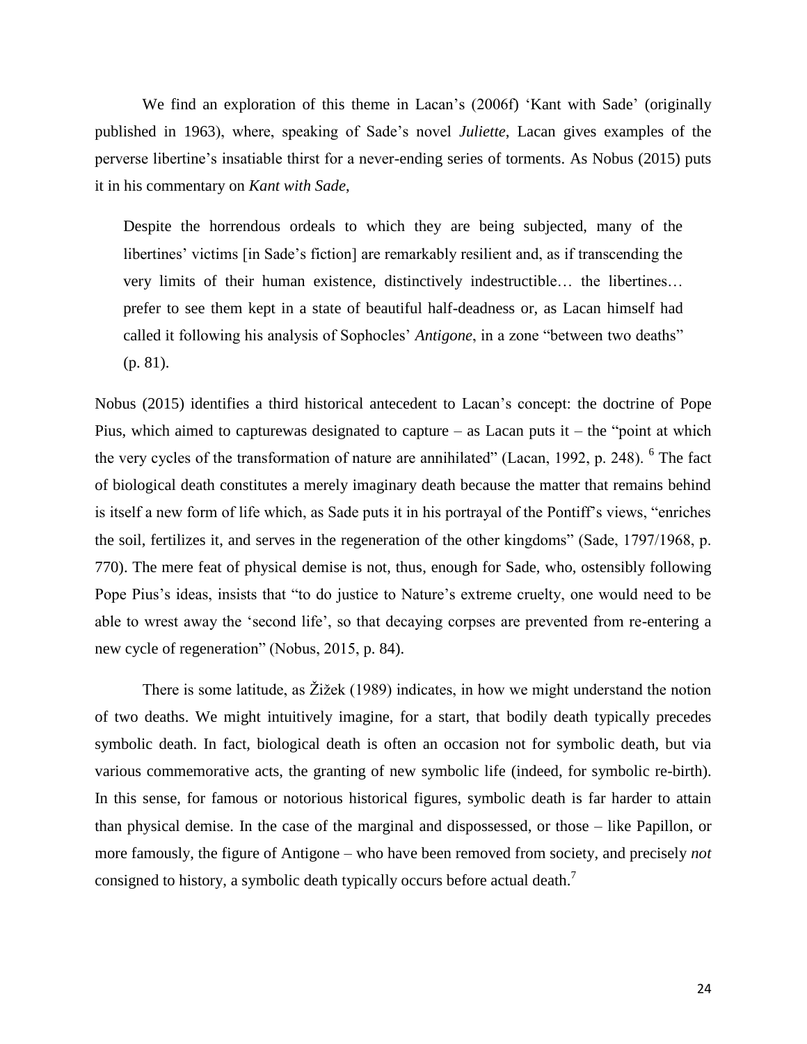We find an exploration of this theme in Lacan's (2006f) 'Kant with Sade' (originally published in 1963), where, speaking of Sade's novel *Juliette*, Lacan gives examples of the perverse libertine's insatiable thirst for a never-ending series of torments. As Nobus (2015) puts it in his commentary on *Kant with Sade*,

> Despite the horrendous ordeals to which they are being subjected, many of the libertines' victims [in Sade's fiction] are remarkably resilient and, as if transcending the very limits of their human existence, distinctively indestructible… the libertines… prefer to see them kept in a state of beautiful half-deadness or, as Lacan himself had called it following his analysis of Sophocles' *Antigone*, in a zone "between two deaths" (p. 81).

Nobus (2015) identifies a third historical antecedent to Lacan's concept: the doctrine of Pope Pius, which aimed to capturewas designated to capture – as Lacan puts it – the "point at which the very cycles of the transformation of nature are annihilated" (Lacan, 1992, p. 248).[6] The fact of biological death constitutes a merely imaginary death because the matter that remains behind is itself a new form of life which, as Sade puts it in his portrayal of the Pontiff's views, "enriches the soil, fertilizes it, and serves in the regeneration of the other kingdoms" (Sade, 1797/1968, p. 770). The mere feat of physical demise is not, thus, enough for Sade, who, ostensibly following Pope Pius's ideas, insists that "to do justice to Nature's extreme cruelty, one would need to be able to wrest away the 'second life', so that decaying corpses are prevented from re-entering a new cycle of regeneration" (Nobus, 2015, p. 84).

There is some latitude, as Žižek (1989) indicates, in how we might understand the notion of two deaths. We might intuitively imagine, for a start, that bodily death typically precedes symbolic death. In fact, biological death is often an occasion not for symbolic death, but via various commemorative acts, the granting of new symbolic life (indeed, for symbolic re-birth). In this sense, for famous or notorious historical figures, symbolic death is far harder to attain than physical demise. In the case of the marginal and dispossessed, or those – like Papillon, or more famously, the figure of Antigone – who have been removed from society, and precisely *not* consigned to history, a symbolic death typically occurs before actual death.[7]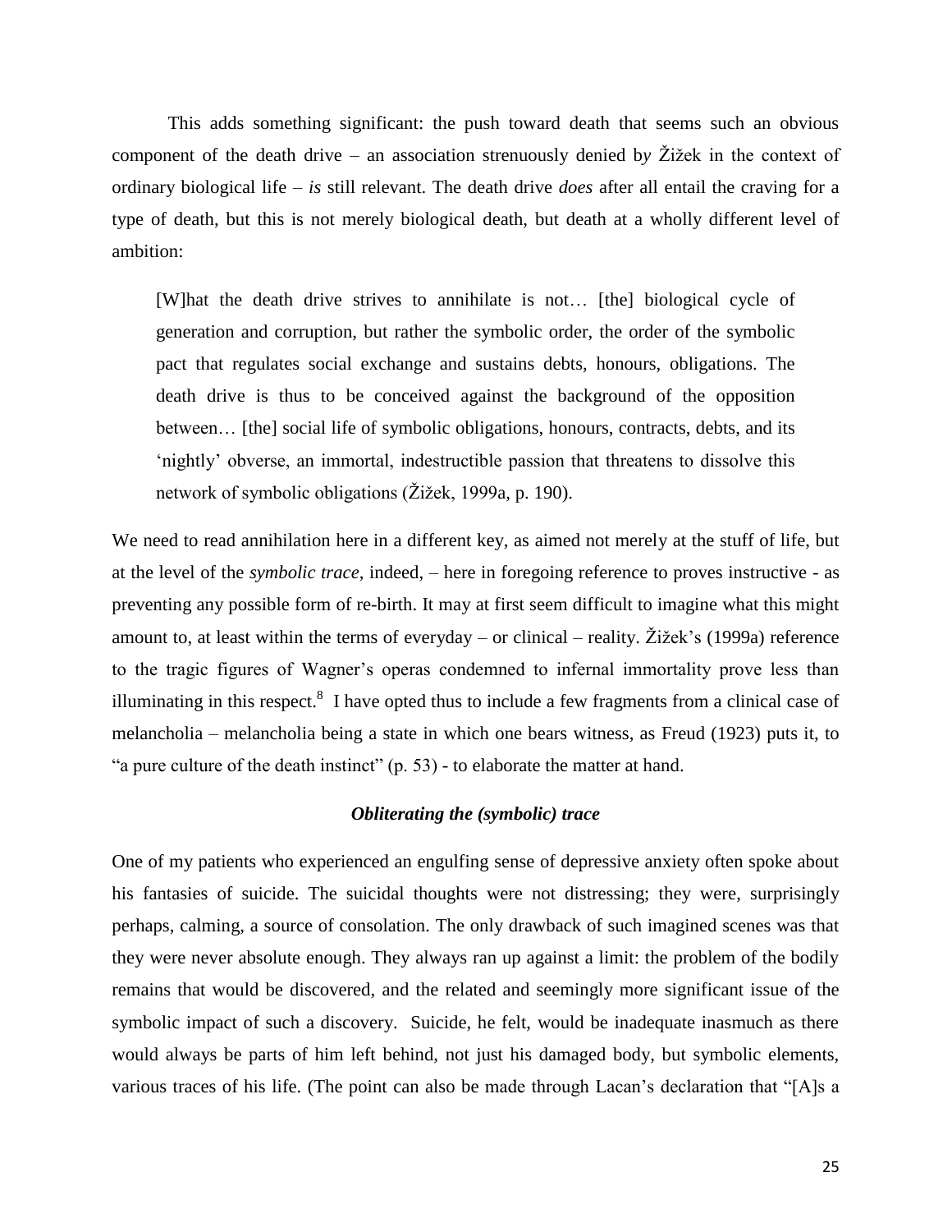This adds something significant: the push toward death that seems such an obvious component of the death drive – an association strenuously denied b*y* Žižek in the context of ordinary biological life – *is* still relevant. The death drive *does* after all entail the craving for a type of death, but this is not merely biological death, but death at a wholly different level of ambition:

> [W]hat the death drive strives to annihilate is not… [the] biological cycle of generation and corruption, but rather the symbolic order, the order of the symbolic pact that regulates social exchange and sustains debts, honours, obligations. The death drive is thus to be conceived against the background of the opposition between… [the] social life of symbolic obligations, honours, contracts, debts, and its 'nightly' obverse, an immortal, indestructible passion that threatens to dissolve this network of symbolic obligations (Žižek, 1999a, p. 190).

We need to read annihilation here in a different key, as aimed not merely at the stuff of life, but at the level of the *symbolic trace*, indeed, – here in foregoing reference to proves instructive - as preventing any possible form of re-birth. It may at first seem difficult to imagine what this might amount to, at least within the terms of everyday – or clinical – reality. Žižek's (1999a) reference to the tragic figures of Wagner's operas condemned to infernal immortality prove less than illuminating in this respect.[8] I have opted thus to include a few fragments from a clinical case of melancholia – melancholia being a state in which one bears witness, as Freud (1923) puts it, to "a pure culture of the death instinct" (p. 53) - to elaborate the matter at hand.

### *Obliterating the (symbolic) trace*

One of my patients who experienced an engulfing sense of depressive anxiety often spoke about his fantasies of suicide. The suicidal thoughts were not distressing; they were, surprisingly perhaps, calming, a source of consolation. The only drawback of such imagined scenes was that they were never absolute enough. They always ran up against a limit: the problem of the bodily remains that would be discovered, and the related and seemingly more significant issue of the symbolic impact of such a discovery. Suicide, he felt, would be inadequate inasmuch as there would always be parts of him left behind, not just his damaged body, but symbolic elements, various traces of his life. (The point can also be made through Lacan's declaration that "[A]s a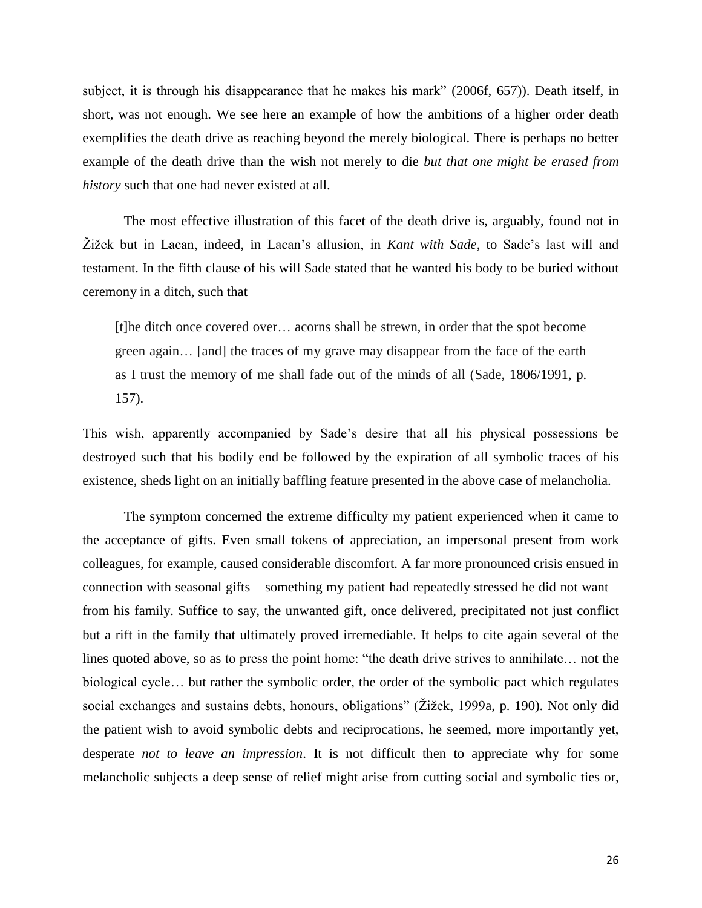subject, it is through his disappearance that he makes his mark" (2006f, 657)). Death itself, in short, was not enough. We see here an example of how the ambitions of a higher order death exemplifies the death drive as reaching beyond the merely biological. There is perhaps no better example of the death drive than the wish not merely to die *but that one might be erased from history* such that one had never existed at all.

The most effective illustration of this facet of the death drive is, arguably, found not in Žižek but in Lacan, indeed, in Lacan's allusion, in *Kant with Sade*, to Sade's last will and testament. In the fifth clause of his will Sade stated that he wanted his body to be buried without ceremony in a ditch, such that

> [t]he ditch once covered over… acorns shall be strewn, in order that the spot become green again… [and] the traces of my grave may disappear from the face of the earth as I trust the memory of me shall fade out of the minds of all (Sade, 1806/1991, p. 157).

This wish, apparently accompanied by Sade's desire that all his physical possessions be destroyed such that his bodily end be followed by the expiration of all symbolic traces of his existence, sheds light on an initially baffling feature presented in the above case of melancholia.

The symptom concerned the extreme difficulty my patient experienced when it came to the acceptance of gifts. Even small tokens of appreciation, an impersonal present from work colleagues, for example, caused considerable discomfort. A far more pronounced crisis ensued in connection with seasonal gifts – something my patient had repeatedly stressed he did not want – from his family. Suffice to say, the unwanted gift, once delivered, precipitated not just conflict but a rift in the family that ultimately proved irremediable. It helps to cite again several of the lines quoted above, so as to press the point home: "the death drive strives to annihilate… not the biological cycle… but rather the symbolic order, the order of the symbolic pact which regulates social exchanges and sustains debts, honours, obligations" (Žižek, 1999a, p. 190). Not only did the patient wish to avoid symbolic debts and reciprocations, he seemed, more importantly yet, desperate *not to leave an impression*. It is not difficult then to appreciate why for some melancholic subjects a deep sense of relief might arise from cutting social and symbolic ties or,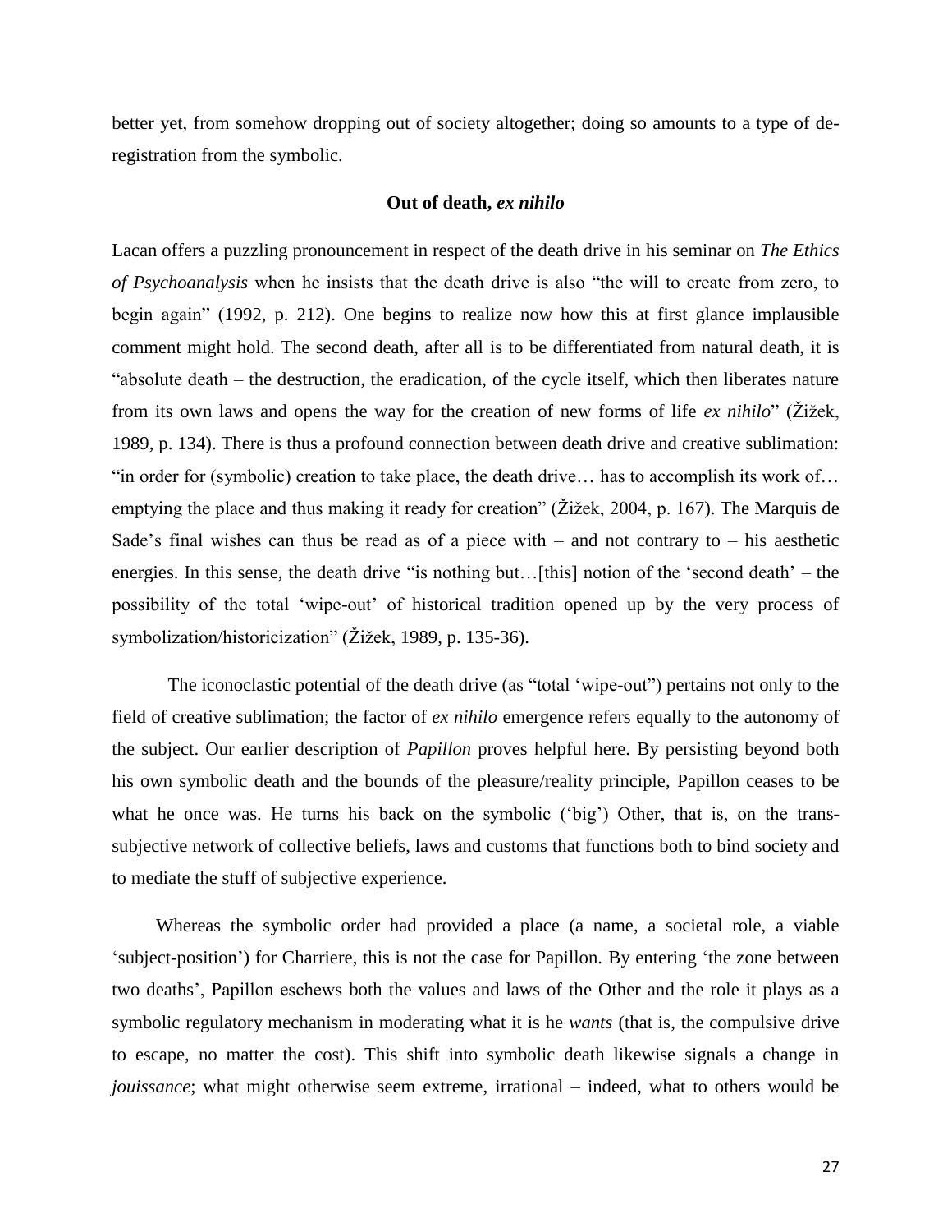better yet, from somehow dropping out of society altogether; doing so amounts to a type of de-registration from the symbolic.

### Out of death, *ex nihilo*

Lacan offers a puzzling pronouncement in respect of the death drive in his seminar on *The Ethics of Psychoanalysis* when he insists that the death drive is also "the will to create from zero, to begin again" (1992, p. 212). One begins to realize now how this at first glance implausible comment might hold. The second death, after all is to be differentiated from natural death, it is "absolute death – the destruction, the eradication, of the cycle itself, which then liberates nature from its own laws and opens the way for the creation of new forms of life *ex nihilo*" (Žižek, 1989, p. 134). There is thus a profound connection between death drive and creative sublimation: "in order for (symbolic) creation to take place, the death drive… has to accomplish its work of… emptying the place and thus making it ready for creation" (Žižek, 2004, p. 167). The Marquis de Sade's final wishes can thus be read as of a piece with – and not contrary to – his aesthetic energies. In this sense, the death drive "is nothing but…[this] notion of the 'second death' – the possibility of the total 'wipe-out' of historical tradition opened up by the very process of symbolization/historicization" (Žižek, 1989, p. 135-36).

The iconoclastic potential of the death drive (as "total 'wipe-out") pertains not only to the field of creative sublimation; the factor of *ex nihilo* emergence refers equally to the autonomy of the subject. Our earlier description of *Papillon* proves helpful here. By persisting beyond both his own symbolic death and the bounds of the pleasure/reality principle, Papillon ceases to be what he once was. He turns his back on the symbolic ('big') Other, that is, on the trans-subjective network of collective beliefs, laws and customs that functions both to bind society and to mediate the stuff of subjective experience.

Whereas the symbolic order had provided a place (a name, a societal role, a viable 'subject-position') for Charriere, this is not the case for Papillon. By entering 'the zone between two deaths', Papillon eschews both the values and laws of the Other and the role it plays as a symbolic regulatory mechanism in moderating what it is he *wants* (that is, the compulsive drive to escape, no matter the cost). This shift into symbolic death likewise signals a change in *jouissance*; what might otherwise seem extreme, irrational – indeed, what to others would be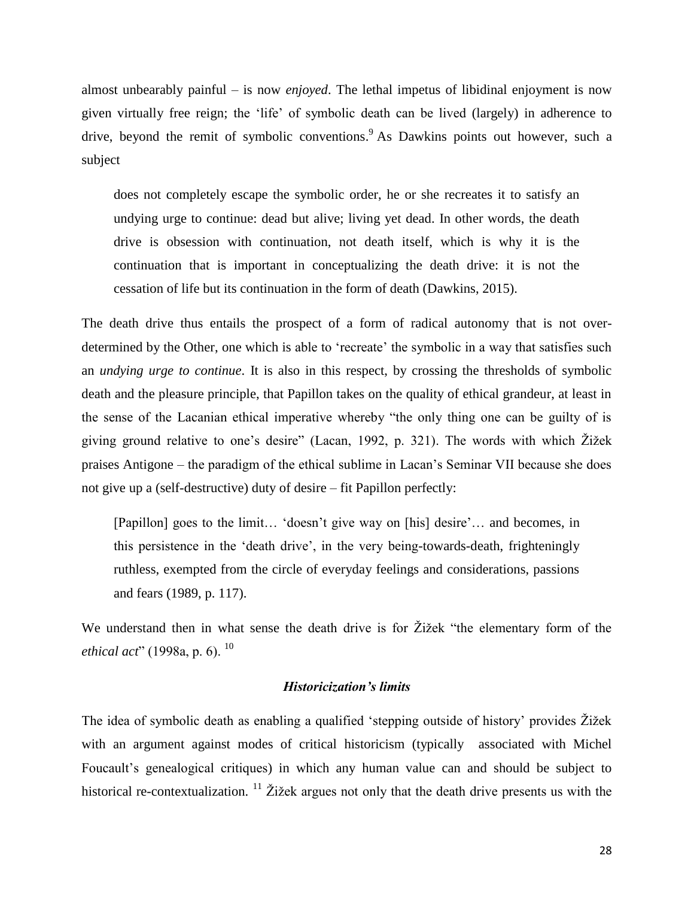almost unbearably painful – is now *enjoyed*. The lethal impetus of libidinal enjoyment is now given virtually free reign; the 'life' of symbolic death can be lived (largely) in adherence to drive, beyond the remit of symbolic conventions.[9] As Dawkins points out however, such a subject

> does not completely escape the symbolic order, he or she recreates it to satisfy an undying urge to continue: dead but alive; living yet dead. In other words, the death drive is obsession with continuation, not death itself, which is why it is the continuation that is important in conceptualizing the death drive: it is not the cessation of life but its continuation in the form of death (Dawkins, 2015).

The death drive thus entails the prospect of a form of radical autonomy that is not over-determined by the Other, one which is able to 'recreate' the symbolic in a way that satisfies such an *undying urge to continue*. It is also in this respect, by crossing the thresholds of symbolic death and the pleasure principle, that Papillon takes on the quality of ethical grandeur, at least in the sense of the Lacanian ethical imperative whereby "the only thing one can be guilty of is giving ground relative to one's desire" (Lacan, 1992, p. 321). The words with which Žižek praises Antigone – the paradigm of the ethical sublime in Lacan's Seminar VII because she does not give up a (self-destructive) duty of desire – fit Papillon perfectly:

> [Papillon] goes to the limit… 'doesn't give way on [his] desire'… and becomes, in this persistence in the 'death drive', in the very being-towards-death, frighteningly ruthless, exempted from the circle of everyday feelings and considerations, passions and fears (1989, p. 117).

We understand then in what sense the death drive is for Žižek "the elementary form of the *ethical act*" (1998a, p. 6). [10]

### *Historicization's limits*

The idea of symbolic death as enabling a qualified 'stepping outside of history' provides Žižek with an argument against modes of critical historicism (typically associated with Michel Foucault's genealogical critiques) in which any human value can and should be subject to historical re-contextualization. [11] Žižek argues not only that the death drive presents us with the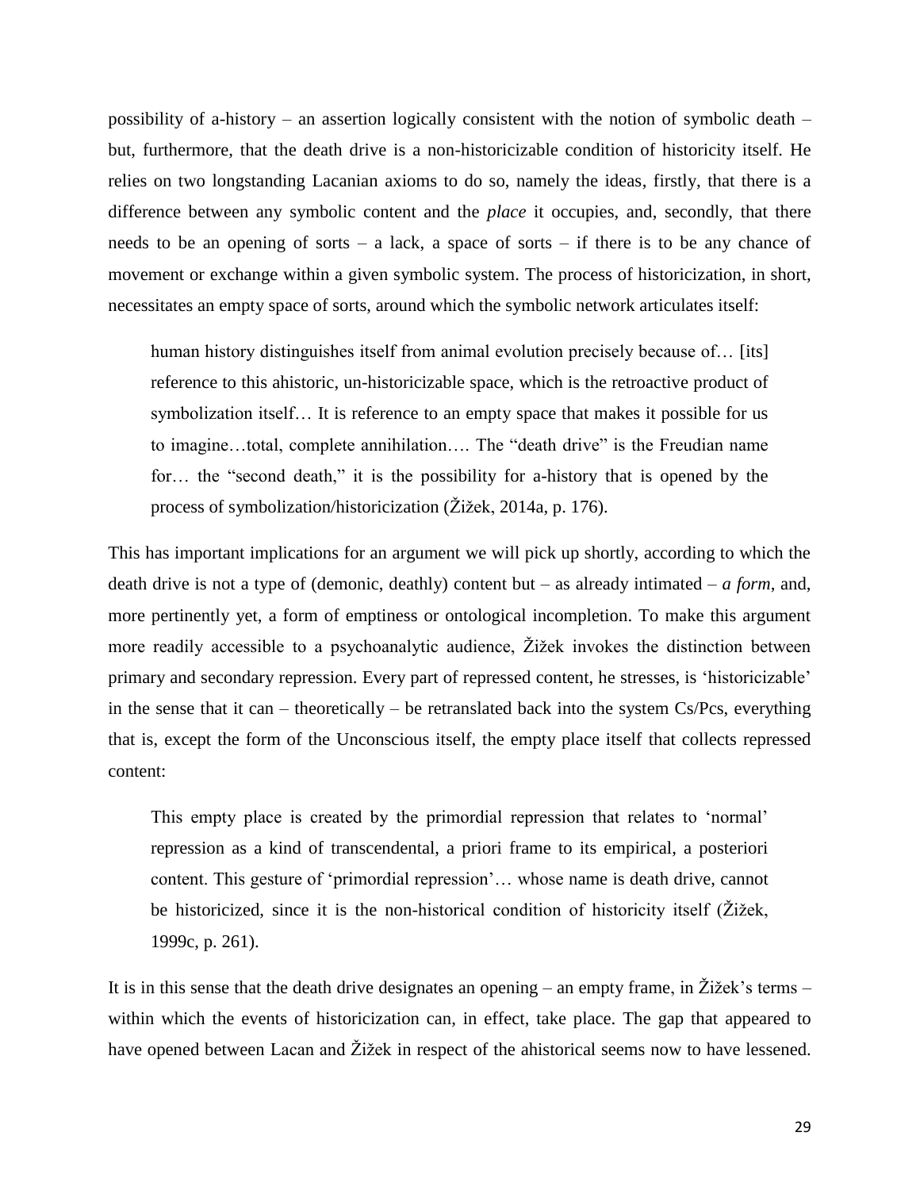possibility of a-history – an assertion logically consistent with the notion of symbolic death – but, furthermore, that the death drive is a non-historicizable condition of historicity itself. He relies on two longstanding Lacanian axioms to do so, namely the ideas, firstly, that there is a difference between any symbolic content and the *place* it occupies, and, secondly, that there needs to be an opening of sorts – a lack, a space of sorts – if there is to be any chance of movement or exchange within a given symbolic system. The process of historicization, in short, necessitates an empty space of sorts, around which the symbolic network articulates itself:

> human history distinguishes itself from animal evolution precisely because of… [its] reference to this ahistoric, un-historicizable space, which is the retroactive product of symbolization itself… It is reference to an empty space that makes it possible for us to imagine…total, complete annihilation…. The "death drive" is the Freudian name for… the "second death," it is the possibility for a-history that is opened by the process of symbolization/historicization (Žižek, 2014a, p. 176).

This has important implications for an argument we will pick up shortly, according to which the death drive is not a type of (demonic, deathly) content but – as already intimated – *a form*, and, more pertinently yet, a form of emptiness or ontological incompletion. To make this argument more readily accessible to a psychoanalytic audience, Žižek invokes the distinction between primary and secondary repression. Every part of repressed content, he stresses, is 'historicizable' in the sense that it can – theoretically – be retranslated back into the system Cs/Pcs, everything that is, except the form of the Unconscious itself, the empty place itself that collects repressed content:

> This empty place is created by the primordial repression that relates to 'normal' repression as a kind of transcendental, a priori frame to its empirical, a posteriori content. This gesture of 'primordial repression'… whose name is death drive, cannot be historicized, since it is the non-historical condition of historicity itself (Žižek, 1999c, p. 261).

It is in this sense that the death drive designates an opening – an empty frame, in Žižek's terms – within which the events of historicization can, in effect, take place. The gap that appeared to have opened between Lacan and Žižek in respect of the ahistorical seems now to have lessened.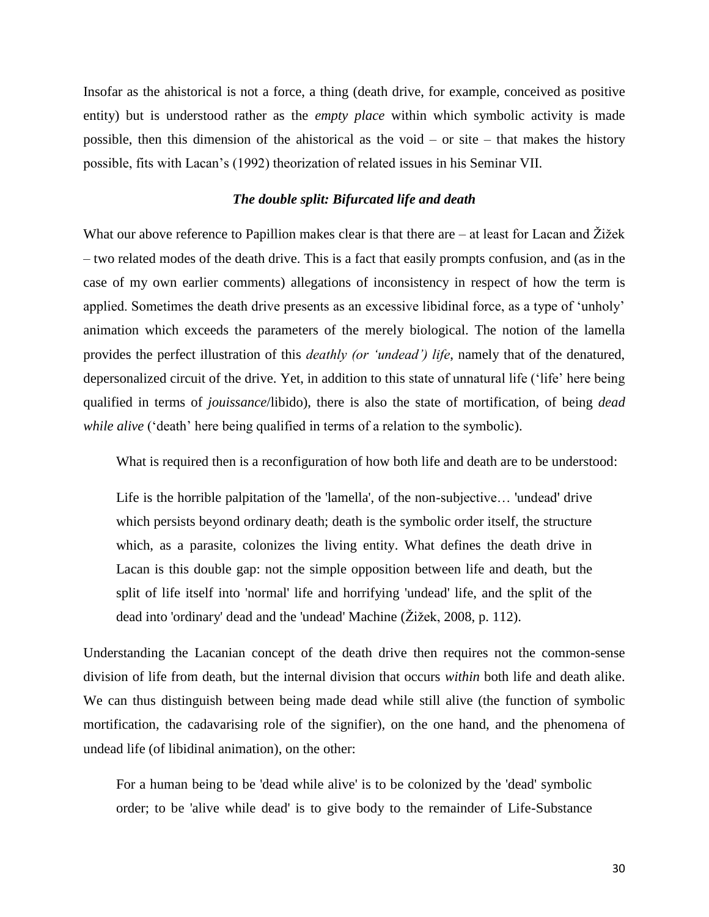Insofar as the ahistorical is not a force, a thing (death drive, for example, conceived as positive entity) but is understood rather as the *empty place* within which symbolic activity is made possible, then this dimension of the ahistorical as the void – or site – that makes the history possible, fits with Lacan's (1992) theorization of related issues in his Seminar VII.

### *The double split: Bifurcated life and death*

What our above reference to Papillion makes clear is that there are – at least for Lacan and Žižek – two related modes of the death drive. This is a fact that easily prompts confusion, and (as in the case of my own earlier comments) allegations of inconsistency in respect of how the term is applied. Sometimes the death drive presents as an excessive libidinal force, as a type of 'unholy' animation which exceeds the parameters of the merely biological. The notion of the lamella provides the perfect illustration of this *deathly (or 'undead') life*, namely that of the denatured, depersonalized circuit of the drive. Yet, in addition to this state of unnatural life ('life' here being qualified in terms of *jouissance*/libido), there is also the state of mortification, of being *dead while alive* ('death' here being qualified in terms of a relation to the symbolic).

What is required then is a reconfiguration of how both life and death are to be understood:

> Life is the horrible palpitation of the 'lamella', of the non-subjective… 'undead' drive which persists beyond ordinary death; death is the symbolic order itself, the structure which, as a parasite, colonizes the living entity. What defines the death drive in Lacan is this double gap: not the simple opposition between life and death, but the split of life itself into 'normal' life and horrifying 'undead' life, and the split of the dead into 'ordinary' dead and the 'undead' Machine (Žižek, 2008, p. 112).

Understanding the Lacanian concept of the death drive then requires not the common-sense division of life from death, but the internal division that occurs *within* both life and death alike. We can thus distinguish between being made dead while still alive (the function of symbolic mortification, the cadavarising role of the signifier), on the one hand, and the phenomena of undead life (of libidinal animation), on the other:

> For a human being to be 'dead while alive' is to be colonized by the 'dead' symbolic order; to be 'alive while dead' is to give body to the remainder of Life-Substance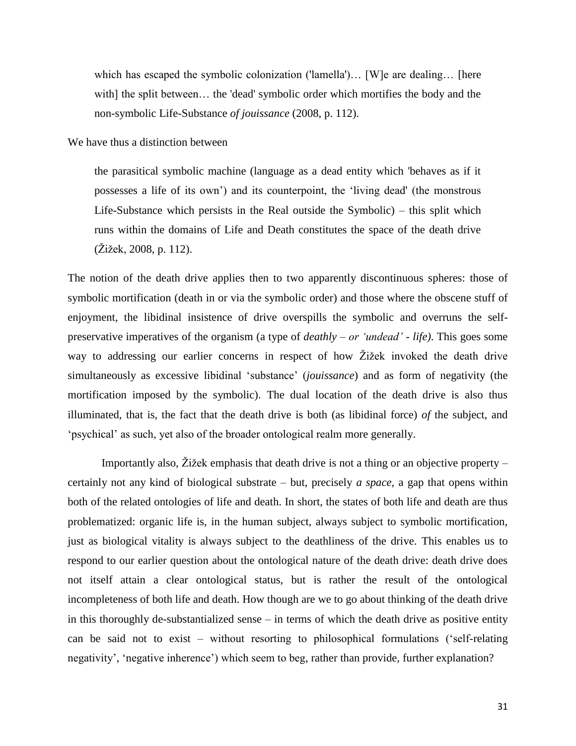> which has escaped the symbolic colonization ('lamella')… [W]e are dealing… [here with] the split between… the 'dead' symbolic order which mortifies the body and the non-symbolic Life-Substance *of jouissance* (2008, p. 112).

We have thus a distinction between

> the parasitical symbolic machine (language as a dead entity which 'behaves as if it possesses a life of its own') and its counterpoint, the 'living dead' (the monstrous Life-Substance which persists in the Real outside the Symbolic) – this split which runs within the domains of Life and Death constitutes the space of the death drive (Žižek, 2008, p. 112).

The notion of the death drive applies then to two apparently discontinuous spheres: those of symbolic mortification (death in or via the symbolic order) and those where the obscene stuff of enjoyment, the libidinal insistence of drive overspills the symbolic and overruns the self-preservative imperatives of the organism (a type of *deathly – or 'undead' - life)*. This goes some way to addressing our earlier concerns in respect of how Žižek invoked the death drive simultaneously as excessive libidinal 'substance' (*jouissance*) and as form of negativity (the mortification imposed by the symbolic). The dual location of the death drive is also thus illuminated, that is, the fact that the death drive is both (as libidinal force) *of* the subject, and 'psychical' as such, yet also of the broader ontological realm more generally.

Importantly also, Žižek emphasis that death drive is not a thing or an objective property – certainly not any kind of biological substrate – but, precisely *a space*, a gap that opens within both of the related ontologies of life and death. In short, the states of both life and death are thus problematized: organic life is, in the human subject, always subject to symbolic mortification, just as biological vitality is always subject to the deathliness of the drive. This enables us to respond to our earlier question about the ontological nature of the death drive: death drive does not itself attain a clear ontological status, but is rather the result of the ontological incompleteness of both life and death. How though are we to go about thinking of the death drive in this thoroughly de-substantialized sense – in terms of which the death drive as positive entity can be said not to exist – without resorting to philosophical formulations ('self-relating negativity', 'negative inherence') which seem to beg, rather than provide, further explanation?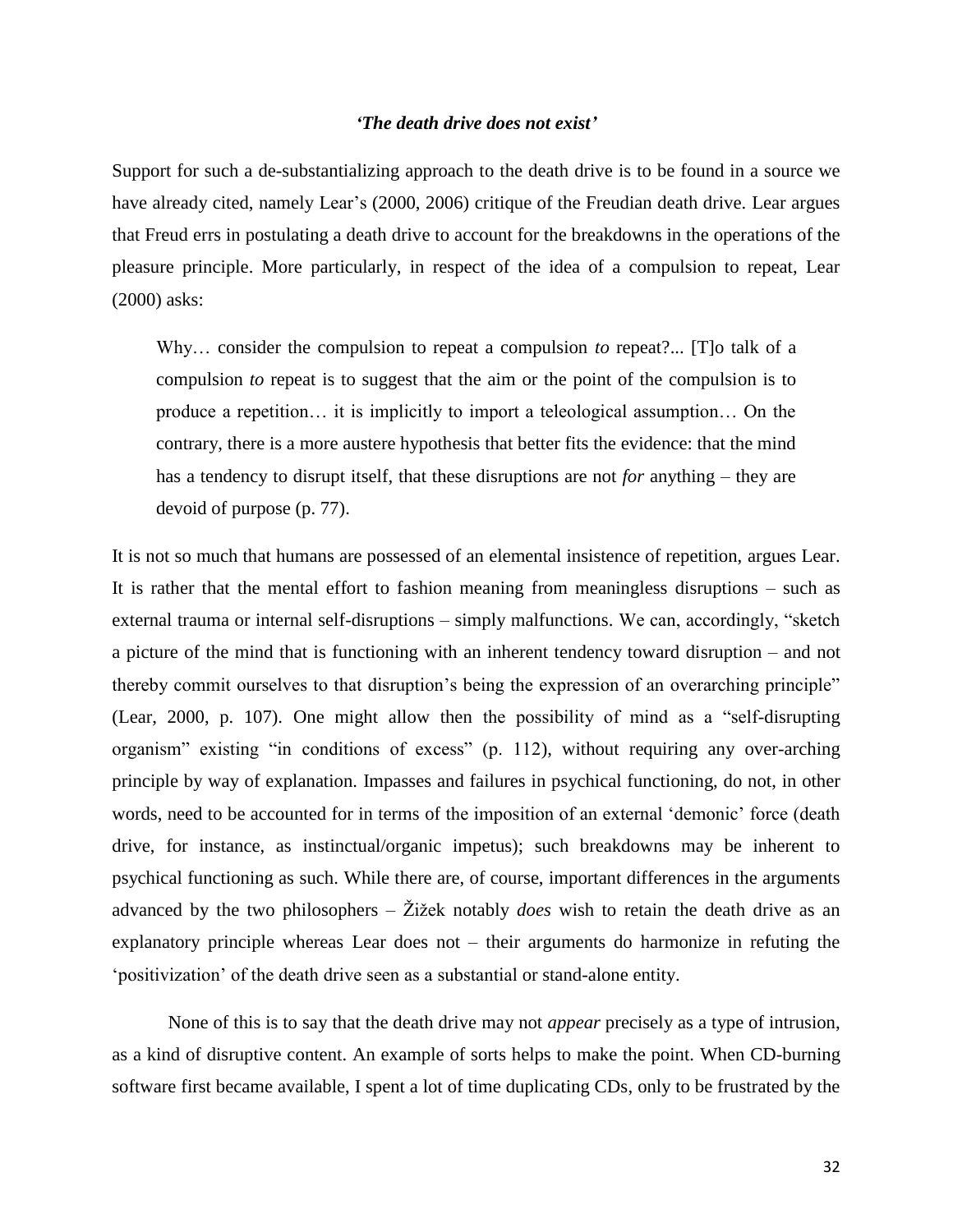### *'The death drive does not exist'*

Support for such a de-substantializing approach to the death drive is to be found in a source we have already cited, namely Lear's (2000, 2006) critique of the Freudian death drive. Lear argues that Freud errs in postulating a death drive to account for the breakdowns in the operations of the pleasure principle. More particularly, in respect of the idea of a compulsion to repeat, Lear (2000) asks:

> Why… consider the compulsion to repeat a compulsion *to* repeat?... [T]o talk of a compulsion *to* repeat is to suggest that the aim or the point of the compulsion is to produce a repetition… it is implicitly to import a teleological assumption… On the contrary, there is a more austere hypothesis that better fits the evidence: that the mind has a tendency to disrupt itself, that these disruptions are not *for* anything – they are devoid of purpose (p. 77).

It is not so much that humans are possessed of an elemental insistence of repetition, argues Lear. It is rather that the mental effort to fashion meaning from meaningless disruptions – such as external trauma or internal self-disruptions – simply malfunctions. We can, accordingly, "sketch a picture of the mind that is functioning with an inherent tendency toward disruption – and not thereby commit ourselves to that disruption's being the expression of an overarching principle" (Lear, 2000, p. 107). One might allow then the possibility of mind as a "self-disrupting organism" existing "in conditions of excess" (p. 112), without requiring any over-arching principle by way of explanation. Impasses and failures in psychical functioning, do not, in other words, need to be accounted for in terms of the imposition of an external 'demonic' force (death drive, for instance, as instinctual/organic impetus); such breakdowns may be inherent to psychical functioning as such. While there are, of course, important differences in the arguments advanced by the two philosophers – Žižek notably *does* wish to retain the death drive as an explanatory principle whereas Lear does not – their arguments do harmonize in refuting the 'positivization' of the death drive seen as a substantial or stand-alone entity.

None of this is to say that the death drive may not *appear* precisely as a type of intrusion, as a kind of disruptive content. An example of sorts helps to make the point. When CD-burning software first became available, I spent a lot of time duplicating CDs, only to be frustrated by the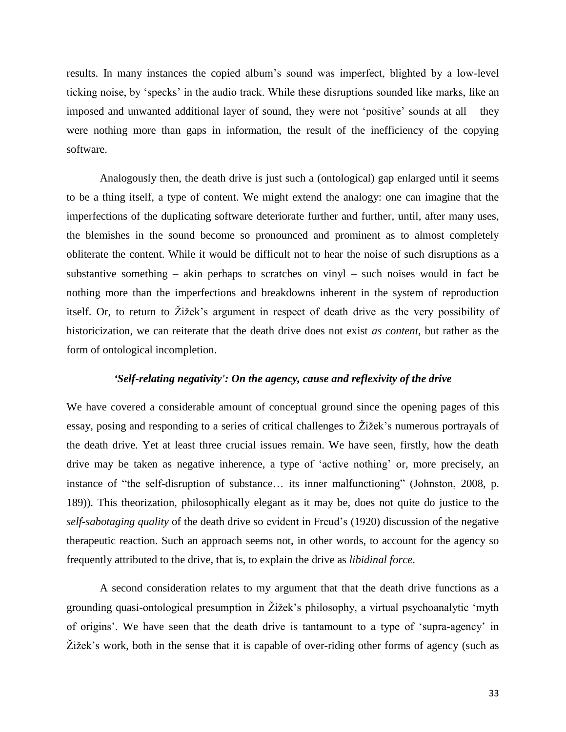results. In many instances the copied album's sound was imperfect, blighted by a low-level ticking noise, by 'specks' in the audio track. While these disruptions sounded like marks, like an imposed and unwanted additional layer of sound, they were not 'positive' sounds at all – they were nothing more than gaps in information, the result of the inefficiency of the copying software.

Analogously then, the death drive is just such a (ontological) gap enlarged until it seems to be a thing itself, a type of content. We might extend the analogy: one can imagine that the imperfections of the duplicating software deteriorate further and further, until, after many uses, the blemishes in the sound become so pronounced and prominent as to almost completely obliterate the content. While it would be difficult not to hear the noise of such disruptions as a substantive something – akin perhaps to scratches on vinyl – such noises would in fact be nothing more than the imperfections and breakdowns inherent in the system of reproduction itself. Or, to return to Žižek's argument in respect of death drive as the very possibility of historicization, we can reiterate that the death drive does not exist *as content*, but rather as the form of ontological incompletion.

### *'Self-relating negativity': On the agency, cause and reflexivity of the drive*

We have covered a considerable amount of conceptual ground since the opening pages of this essay, posing and responding to a series of critical challenges to Žižek's numerous portrayals of the death drive. Yet at least three crucial issues remain. We have seen, firstly, how the death drive may be taken as negative inherence, a type of 'active nothing' or, more precisely, an instance of "the self-disruption of substance… its inner malfunctioning" (Johnston, 2008, p. 189)). This theorization, philosophically elegant as it may be, does not quite do justice to the *self-sabotaging quality* of the death drive so evident in Freud's (1920) discussion of the negative therapeutic reaction. Such an approach seems not, in other words, to account for the agency so frequently attributed to the drive, that is, to explain the drive as *libidinal force*.

A second consideration relates to my argument that that the death drive functions as a grounding quasi-ontological presumption in Žižek's philosophy, a virtual psychoanalytic 'myth of origins'. We have seen that the death drive is tantamount to a type of 'supra-agency' in Žižek's work, both in the sense that it is capable of over-riding other forms of agency (such as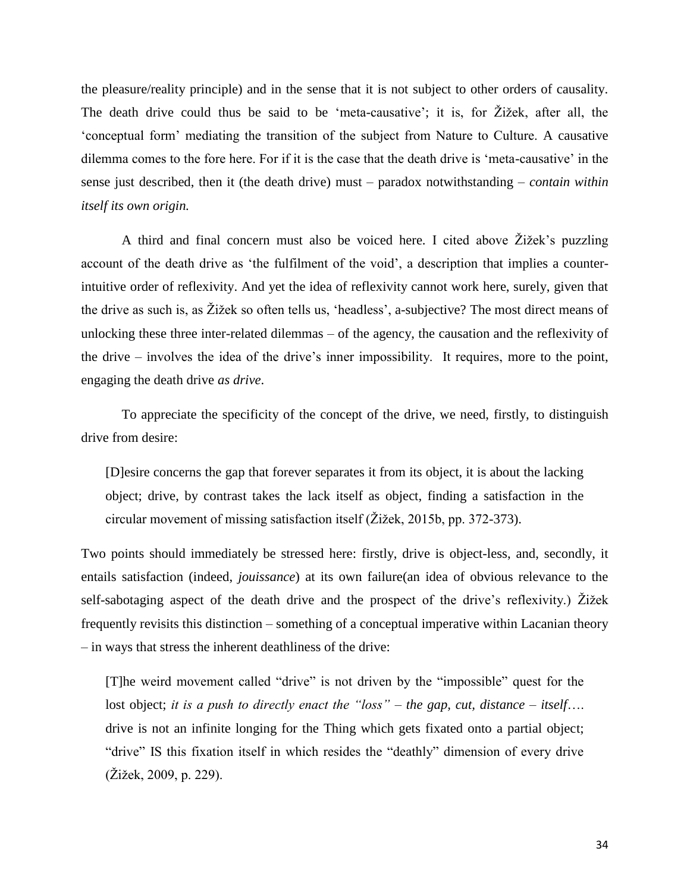the pleasure/reality principle) and in the sense that it is not subject to other orders of causality. The death drive could thus be said to be 'meta-causative'; it is, for Žižek, after all, the 'conceptual form' mediating the transition of the subject from Nature to Culture. A causative dilemma comes to the fore here. For if it is the case that the death drive is 'meta-causative' in the sense just described, then it (the death drive) must – paradox notwithstanding – *contain within itself its own origin.*

A third and final concern must also be voiced here. I cited above Žižek's puzzling account of the death drive as 'the fulfilment of the void', a description that implies a counter-intuitive order of reflexivity. And yet the idea of reflexivity cannot work here, surely, given that the drive as such is, as Žižek so often tells us, 'headless', a-subjective? The most direct means of unlocking these three inter-related dilemmas – of the agency, the causation and the reflexivity of the drive – involves the idea of the drive's inner impossibility. It requires, more to the point, engaging the death drive *as drive*.

To appreciate the specificity of the concept of the drive, we need, firstly, to distinguish drive from desire:

> [D]esire concerns the gap that forever separates it from its object, it is about the lacking object; drive, by contrast takes the lack itself as object, finding a satisfaction in the circular movement of missing satisfaction itself (Žižek, 2015b, pp. 372-373).

Two points should immediately be stressed here: firstly, drive is object-less, and, secondly, it entails satisfaction (indeed, *jouissance*) at its own failure(an idea of obvious relevance to the self-sabotaging aspect of the death drive and the prospect of the drive's reflexivity.) Žižek frequently revisits this distinction – something of a conceptual imperative within Lacanian theory – in ways that stress the inherent deathliness of the drive:

> [T]he weird movement called "drive" is not driven by the "impossible" quest for the lost object; *it is a push to directly enact the "loss" – the gap, cut, distance – itself*…. drive is not an infinite longing for the Thing which gets fixated onto a partial object; "drive" IS this fixation itself in which resides the "deathly" dimension of every drive (Žižek, 2009, p. 229).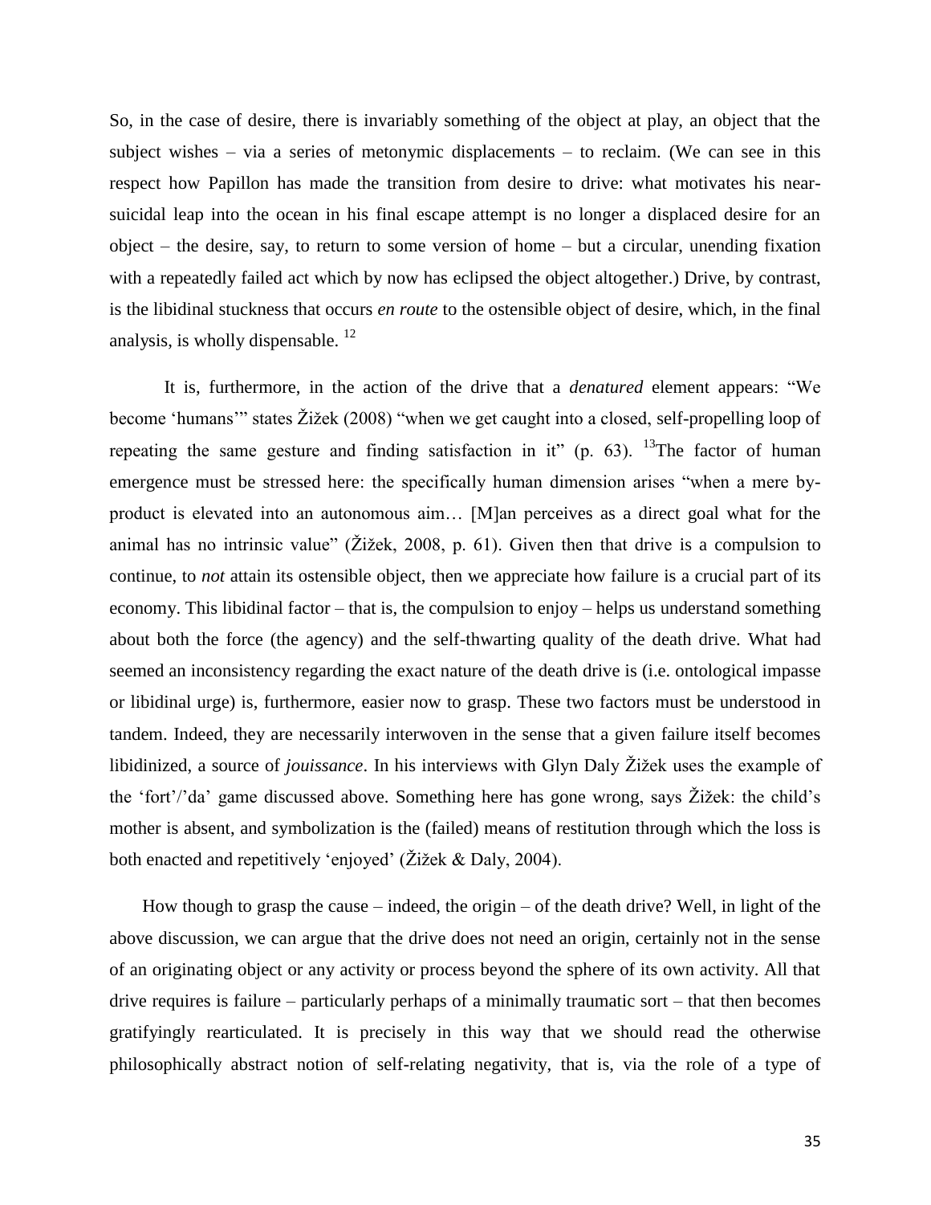So, in the case of desire, there is invariably something of the object at play, an object that the subject wishes – via a series of metonymic displacements – to reclaim. (We can see in this respect how Papillon has made the transition from desire to drive: what motivates his near-suicidal leap into the ocean in his final escape attempt is no longer a displaced desire for an object – the desire, say, to return to some version of home – but a circular, unending fixation with a repeatedly failed act which by now has eclipsed the object altogether.) Drive, by contrast, is the libidinal stuckness that occurs *en route* to the ostensible object of desire, which, in the final analysis, is wholly dispensable. [12]

It is, furthermore, in the action of the drive that a *denatured* element appears: "We become 'humans'" states Žižek (2008) "when we get caught into a closed, self-propelling loop of repeating the same gesture and finding satisfaction in it" (p. 63). [13]The factor of human emergence must be stressed here: the specifically human dimension arises "when a mere by-product is elevated into an autonomous aim… [M]an perceives as a direct goal what for the animal has no intrinsic value" (Žižek, 2008, p. 61). Given then that drive is a compulsion to continue, to *not* attain its ostensible object, then we appreciate how failure is a crucial part of its economy. This libidinal factor – that is, the compulsion to enjoy – helps us understand something about both the force (the agency) and the self-thwarting quality of the death drive. What had seemed an inconsistency regarding the exact nature of the death drive is (i.e. ontological impasse or libidinal urge) is, furthermore, easier now to grasp. These two factors must be understood in tandem. Indeed, they are necessarily interwoven in the sense that a given failure itself becomes libidinized, a source of *jouissance*. In his interviews with Glyn Daly Žižek uses the example of the 'fort'/'da' game discussed above. Something here has gone wrong, says Žižek: the child's mother is absent, and symbolization is the (failed) means of restitution through which the loss is both enacted and repetitively 'enjoyed' (Žižek & Daly, 2004).

How though to grasp the cause – indeed, the origin – of the death drive? Well, in light of the above discussion, we can argue that the drive does not need an origin, certainly not in the sense of an originating object or any activity or process beyond the sphere of its own activity. All that drive requires is failure – particularly perhaps of a minimally traumatic sort – that then becomes gratifyingly rearticulated. It is precisely in this way that we should read the otherwise philosophically abstract notion of self-relating negativity, that is, via the role of a type of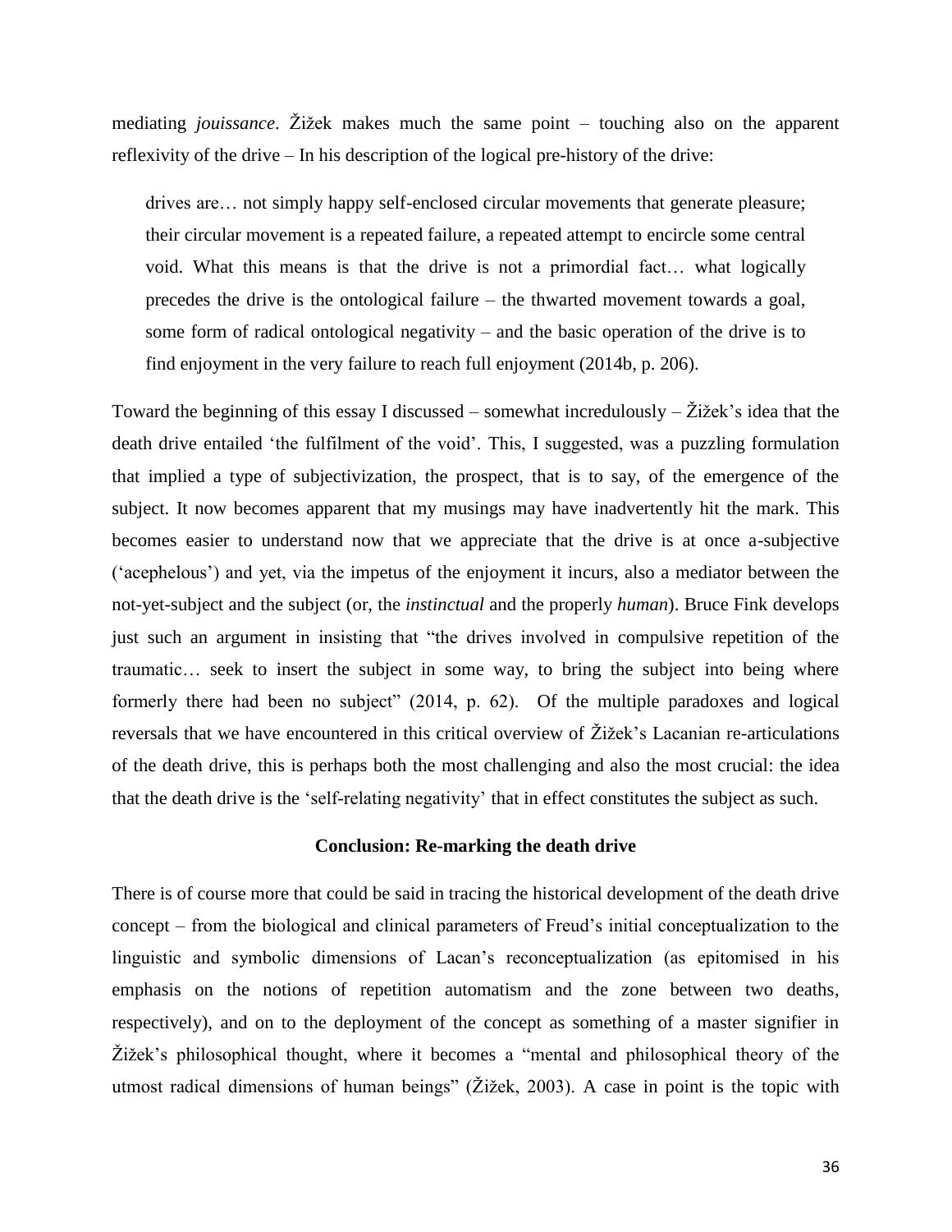mediating *jouissance*. Žižek makes much the same point – touching also on the apparent reflexivity of the drive – In his description of the logical pre-history of the drive:

> drives are… not simply happy self-enclosed circular movements that generate pleasure; their circular movement is a repeated failure, a repeated attempt to encircle some central void. What this means is that the drive is not a primordial fact… what logically precedes the drive is the ontological failure – the thwarted movement towards a goal, some form of radical ontological negativity – and the basic operation of the drive is to find enjoyment in the very failure to reach full enjoyment (2014b, p. 206).

Toward the beginning of this essay I discussed – somewhat incredulously – Žižek's idea that the death drive entailed 'the fulfilment of the void'. This, I suggested, was a puzzling formulation that implied a type of subjectivization, the prospect, that is to say, of the emergence of the subject. It now becomes apparent that my musings may have inadvertently hit the mark. This becomes easier to understand now that we appreciate that the drive is at once a-subjective ('acephelous') and yet, via the impetus of the enjoyment it incurs, also a mediator between the not-yet-subject and the subject (or, the *instinctual* and the properly *human*). Bruce Fink develops just such an argument in insisting that "the drives involved in compulsive repetition of the traumatic… seek to insert the subject in some way, to bring the subject into being where formerly there had been no subject" (2014, p. 62). Of the multiple paradoxes and logical reversals that we have encountered in this critical overview of Žižek's Lacanian re-articulations of the death drive, this is perhaps both the most challenging and also the most crucial: the idea that the death drive is the 'self-relating negativity' that in effect constitutes the subject as such.

## Conclusion: Re-marking the death drive

There is of course more that could be said in tracing the historical development of the death drive concept – from the biological and clinical parameters of Freud's initial conceptualization to the linguistic and symbolic dimensions of Lacan's reconceptualization (as epitomised in his emphasis on the notions of repetition automatism and the zone between two deaths, respectively), and on to the deployment of the concept as something of a master signifier in Žižek's philosophical thought, where it becomes a "mental and philosophical theory of the utmost radical dimensions of human beings" (Žižek, 2003). A case in point is the topic with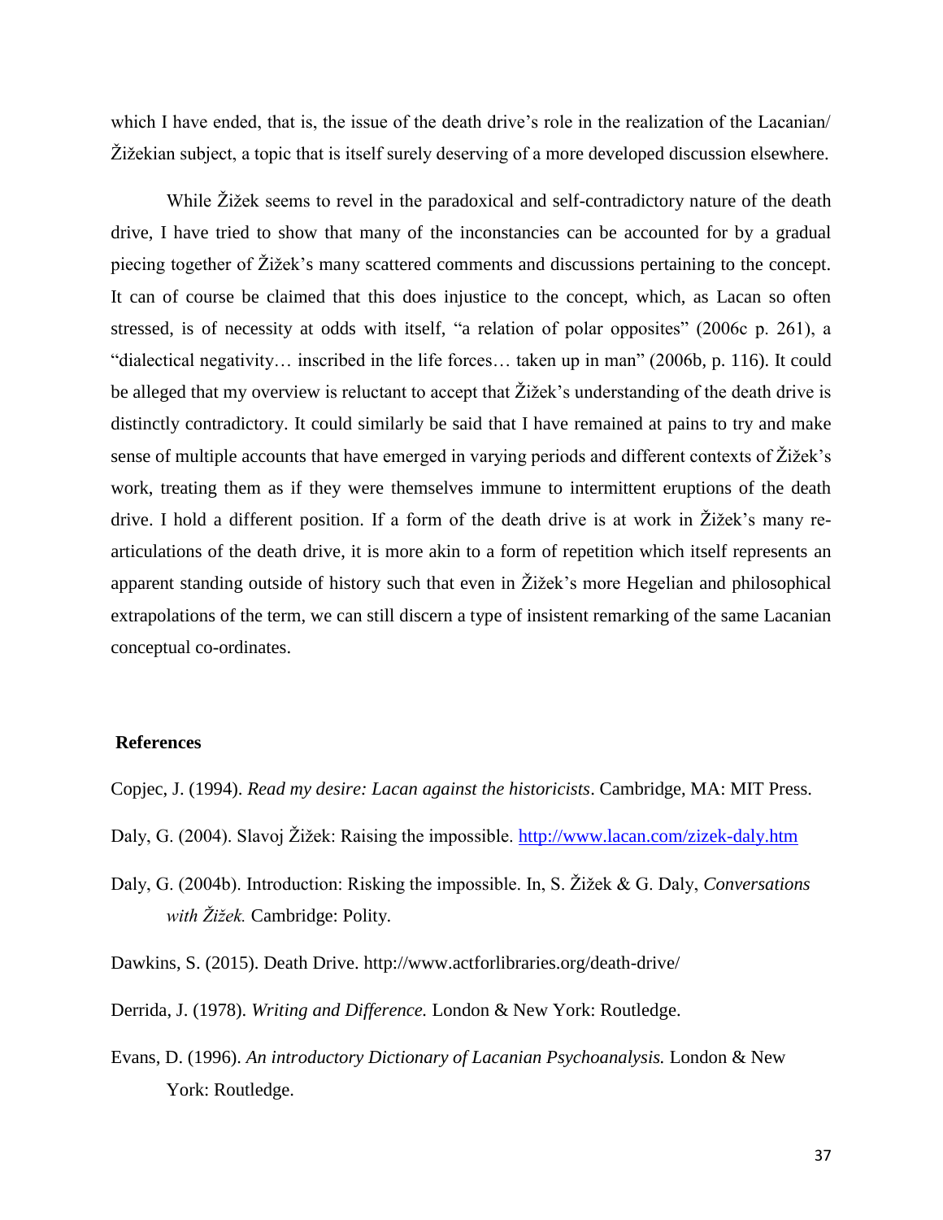which I have ended, that is, the issue of the death drive's role in the realization of the Lacanian/ Žižekian subject, a topic that is itself surely deserving of a more developed discussion elsewhere.

While Žižek seems to revel in the paradoxical and self-contradictory nature of the death drive, I have tried to show that many of the inconstancies can be accounted for by a gradual piecing together of Žižek's many scattered comments and discussions pertaining to the concept. It can of course be claimed that this does injustice to the concept, which, as Lacan so often stressed, is of necessity at odds with itself, "a relation of polar opposites" (2006c p. 261), a "dialectical negativity… inscribed in the life forces… taken up in man" (2006b, p. 116). It could be alleged that my overview is reluctant to accept that Žižek's understanding of the death drive is distinctly contradictory. It could similarly be said that I have remained at pains to try and make sense of multiple accounts that have emerged in varying periods and different contexts of Žižek's work, treating them as if they were themselves immune to intermittent eruptions of the death drive. I hold a different position. If a form of the death drive is at work in Žižek's many re-articulations of the death drive, it is more akin to a form of repetition which itself represents an apparent standing outside of history such that even in Žižek's more Hegelian and philosophical extrapolations of the term, we can still discern a type of insistent remarking of the same Lacanian conceptual co-ordinates.

## References

Copjec, J. (1994). *Read my desire: Lacan against the historicists*. Cambridge, MA: MIT Press.

Daly, G. (2004). Slavoj Žižek: Raising the impossible. http://www.lacan.com/zizek-daly.htm

Daly, G. (2004b). Introduction: Risking the impossible. In, S. Žižek & G. Daly, *Conversations with Žižek.* Cambridge: Polity.

Dawkins, S. (2015). Death Drive. http://www.actforlibraries.org/death-drive/

Derrida, J. (1978). *Writing and Difference.* London & New York: Routledge.

Evans, D. (1996). *An introductory Dictionary of Lacanian Psychoanalysis.* London & New York: Routledge.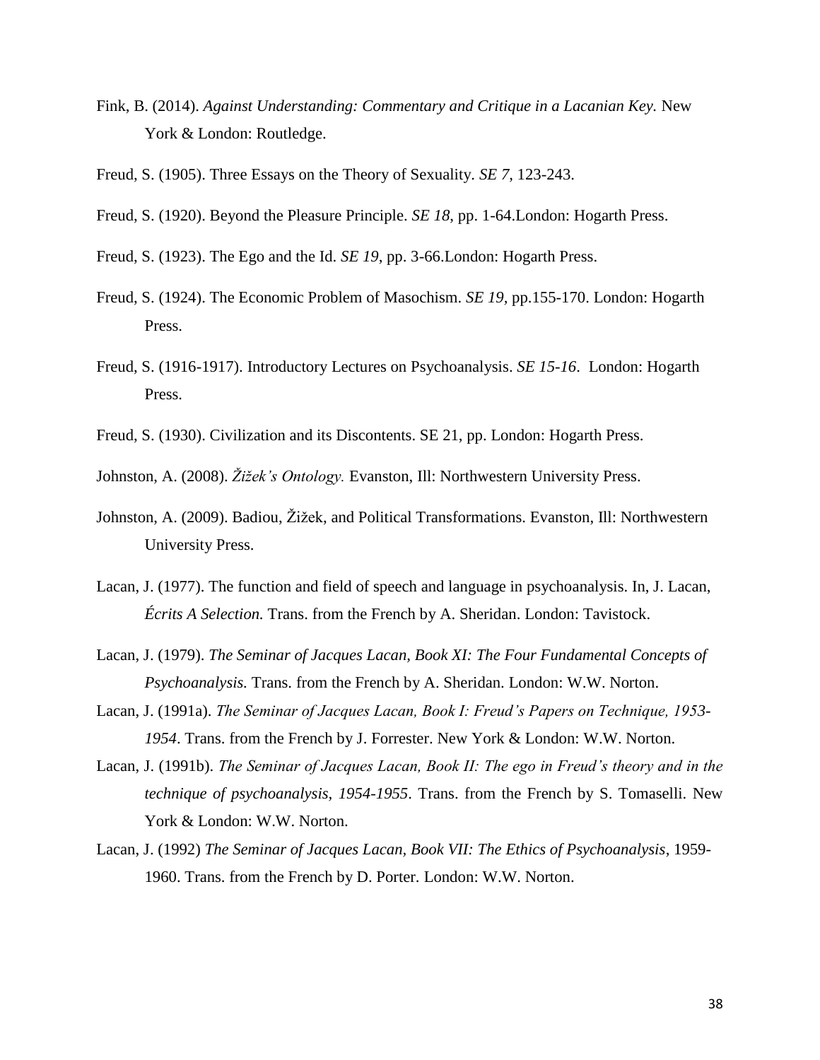Fink, B. (2014). *Against Understanding: Commentary and Critique in a Lacanian Key.* New York & London: Routledge.

Freud, S. (1905). Three Essays on the Theory of Sexuality. *SE 7*, 123-243.

Freud, S. (1920). Beyond the Pleasure Principle. *SE 18*, pp. 1-64.London: Hogarth Press.

Freud, S. (1923). The Ego and the Id. *SE 19*, pp. 3-66.London: Hogarth Press.

Freud, S. (1924). The Economic Problem of Masochism. *SE 19*, pp.155-170. London: Hogarth Press.

Freud, S. (1916-1917). Introductory Lectures on Psychoanalysis. *SE 15-16*. London: Hogarth Press.

Freud, S. (1930). Civilization and its Discontents. SE 21, pp. London: Hogarth Press.

Johnston, A. (2008). *Žižek's Ontology.* Evanston, Ill: Northwestern University Press.

Johnston, A. (2009). Badiou, Žižek, and Political Transformations. Evanston, Ill: Northwestern University Press.

Lacan, J. (1977). The function and field of speech and language in psychoanalysis. In, J. Lacan, *Écrits A Selection.* Trans. from the French by A. Sheridan. London: Tavistock.

Lacan, J. (1979). *The Seminar of Jacques Lacan, Book XI: The Four Fundamental Concepts of Psychoanalysis.* Trans. from the French by A. Sheridan. London: W.W. Norton.

Lacan, J. (1991a). *The Seminar of Jacques Lacan, Book I: Freud's Papers on Technique, 1953-1954*. Trans. from the French by J. Forrester. New York & London: W.W. Norton.

Lacan, J. (1991b). *The Seminar of Jacques Lacan, Book II: The ego in Freud's theory and in the technique of psychoanalysis, 1954-1955*. Trans. from the French by S. Tomaselli. New York & London: W.W. Norton.

Lacan, J. (1992) *The Seminar of Jacques Lacan, Book VII: The Ethics of Psychoanalysis*, 1959-1960. Trans. from the French by D. Porter. London: W.W. Norton.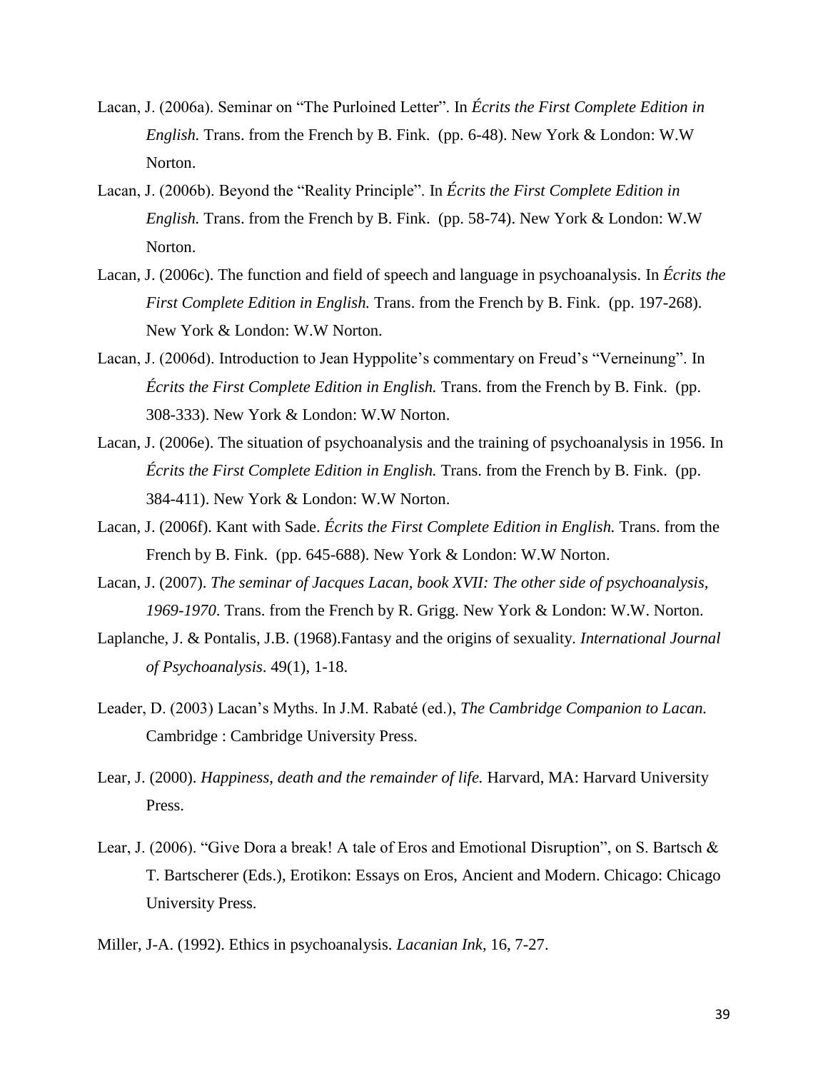Lacan, J. (2006a). Seminar on "The Purloined Letter". In *Écrits the First Complete Edition in English.* Trans. from the French by B. Fink. (pp. 6-48). New York & London: W.W Norton.

Lacan, J. (2006b). Beyond the "Reality Principle". In *Écrits the First Complete Edition in English.* Trans. from the French by B. Fink. (pp. 58-74). New York & London: W.W Norton.

Lacan, J. (2006c). The function and field of speech and language in psychoanalysis. In *Écrits the First Complete Edition in English.* Trans. from the French by B. Fink. (pp. 197-268). New York & London: W.W Norton.

Lacan, J. (2006d). Introduction to Jean Hyppolite's commentary on Freud's "Verneinung". In *Écrits the First Complete Edition in English.* Trans. from the French by B. Fink. (pp. 308-333). New York & London: W.W Norton.

Lacan, J. (2006e). The situation of psychoanalysis and the training of psychoanalysis in 1956. In *Écrits the First Complete Edition in English.* Trans. from the French by B. Fink. (pp. 384-411). New York & London: W.W Norton.

Lacan, J. (2006f). Kant with Sade. *Écrits the First Complete Edition in English.* Trans. from the French by B. Fink. (pp. 645-688). New York & London: W.W Norton.

Lacan, J. (2007). *The seminar of Jacques Lacan, book XVII: The other side of psychoanalysis, 1969-1970*. Trans. from the French by R. Grigg. New York & London: W.W. Norton.

Laplanche, J. & Pontalis, J.B. (1968).Fantasy and the origins of sexuality. *International Journal of Psychoanalysis*. 49(1), 1-18.

Leader, D. (2003) Lacan's Myths. In J.M. Rabaté (ed.), *The Cambridge Companion to Lacan.* Cambridge : Cambridge University Press.

Lear, J. (2000). *Happiness, death and the remainder of life.* Harvard, MA: Harvard University Press.

Lear, J. (2006). "Give Dora a break! A tale of Eros and Emotional Disruption", on S. Bartsch & T. Bartscherer (Eds.), Erotikon: Essays on Eros, Ancient and Modern. Chicago: Chicago University Press.

Miller, J-A. (1992). Ethics in psychoanalysis. *Lacanian Ink*, 16, 7-27.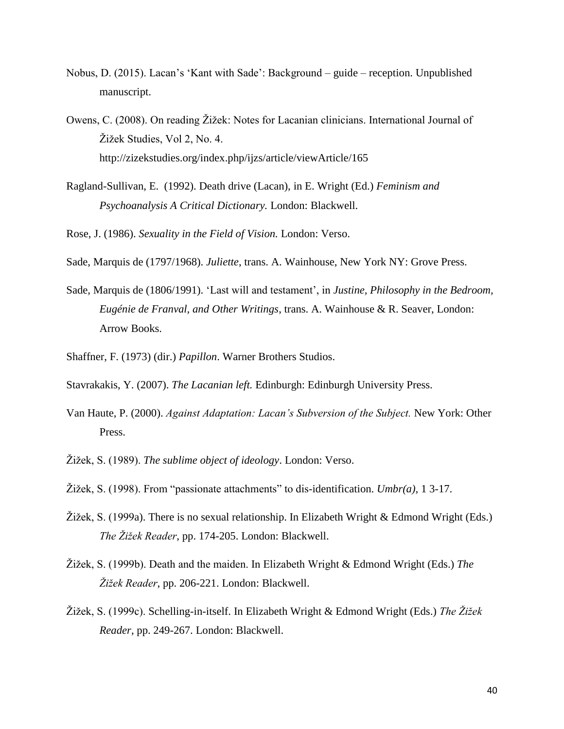Nobus, D. (2015). Lacan's 'Kant with Sade': Background – guide – reception. Unpublished manuscript.

Owens, C. (2008). On reading Žižek: Notes for Lacanian clinicians. International Journal of Žižek Studies, Vol 2, No. 4. http://zizekstudies.org/index.php/ijzs/article/viewArticle/165

Ragland-Sullivan, E. (1992). Death drive (Lacan), in E. Wright (Ed.) *Feminism and Psychoanalysis A Critical Dictionary.* London: Blackwell.

Rose, J. (1986). *Sexuality in the Field of Vision.* London: Verso.

Sade, Marquis de (1797/1968). *Juliette*, trans. A. Wainhouse, New York NY: Grove Press.

Sade, Marquis de (1806/1991). 'Last will and testament', in *Justine, Philosophy in the Bedroom, Eugénie de Franval, and Other Writings*, trans. A. Wainhouse & R. Seaver, London: Arrow Books.

Shaffner, F. (1973) (dir.) *Papillon*. Warner Brothers Studios.

Stavrakakis, Y. (2007). *The Lacanian left.* Edinburgh: Edinburgh University Press.

Van Haute, P. (2000). *Against Adaptation: Lacan's Subversion of the Subject.* New York: Other Press.

Žižek, S. (1989). *The sublime object of ideology*. London: Verso.

Žižek, S. (1998). From "passionate attachments" to dis-identification. *Umbr(a)*, 1 3-17.

Žižek, S. (1999a). There is no sexual relationship. In Elizabeth Wright & Edmond Wright (Eds.) *The Žižek Reader*, pp. 174-205. London: Blackwell.

Žižek, S. (1999b). Death and the maiden. In Elizabeth Wright & Edmond Wright (Eds.) *The Žižek Reader*, pp. 206-221. London: Blackwell.

Žižek, S. (1999c). Schelling-in-itself. In Elizabeth Wright & Edmond Wright (Eds.) *The Žižek Reader*, pp. 249-267. London: Blackwell.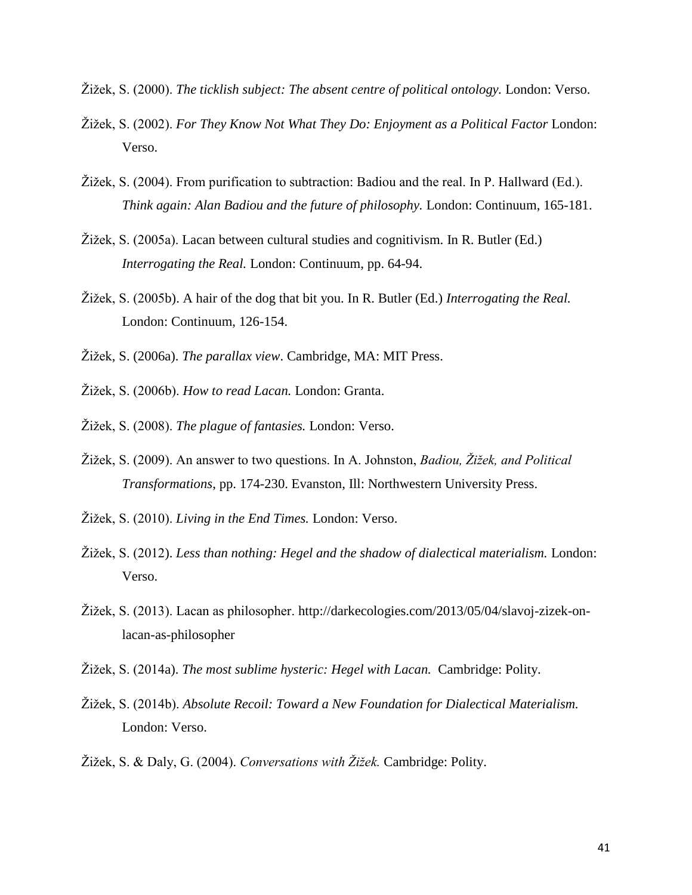Žižek, S. (2000). *The ticklish subject: The absent centre of political ontology.* London: Verso.

Žižek, S. (2002). *For They Know Not What They Do: Enjoyment as a Political Factor* London: Verso.

Žižek, S. (2004). From purification to subtraction: Badiou and the real. In P. Hallward (Ed.). *Think again: Alan Badiou and the future of philosophy.* London: Continuum, 165-181.

Žižek, S. (2005a). Lacan between cultural studies and cognitivism. In R. Butler (Ed.) *Interrogating the Real.* London: Continuum, pp. 64-94.

Žižek, S. (2005b). A hair of the dog that bit you. In R. Butler (Ed.) *Interrogating the Real.* London: Continuum, 126-154.

Žižek, S. (2006a). *The parallax view*. Cambridge, MA: MIT Press.

Žižek, S. (2006b). *How to read Lacan.* London: Granta.

Žižek, S. (2008). *The plague of fantasies.* London: Verso.

Žižek, S. (2009). An answer to two questions. In A. Johnston, *Badiou, Žižek, and Political Transformations*, pp. 174-230. Evanston, Ill: Northwestern University Press.

Žižek, S. (2010). *Living in the End Times.* London: Verso.

Žižek, S. (2012). *Less than nothing: Hegel and the shadow of dialectical materialism.* London: Verso.

Žižek, S. (2013). Lacan as philosopher. http://darkecologies.com/2013/05/04/slavoj-zizek-on-lacan-as-philosopher

Žižek, S. (2014a). *The most sublime hysteric: Hegel with Lacan.* Cambridge: Polity.

Žižek, S. (2014b). *Absolute Recoil: Toward a New Foundation for Dialectical Materialism.* London: Verso.

Žižek, S. & Daly, G. (2004). *Conversations with Žižek.* Cambridge: Polity.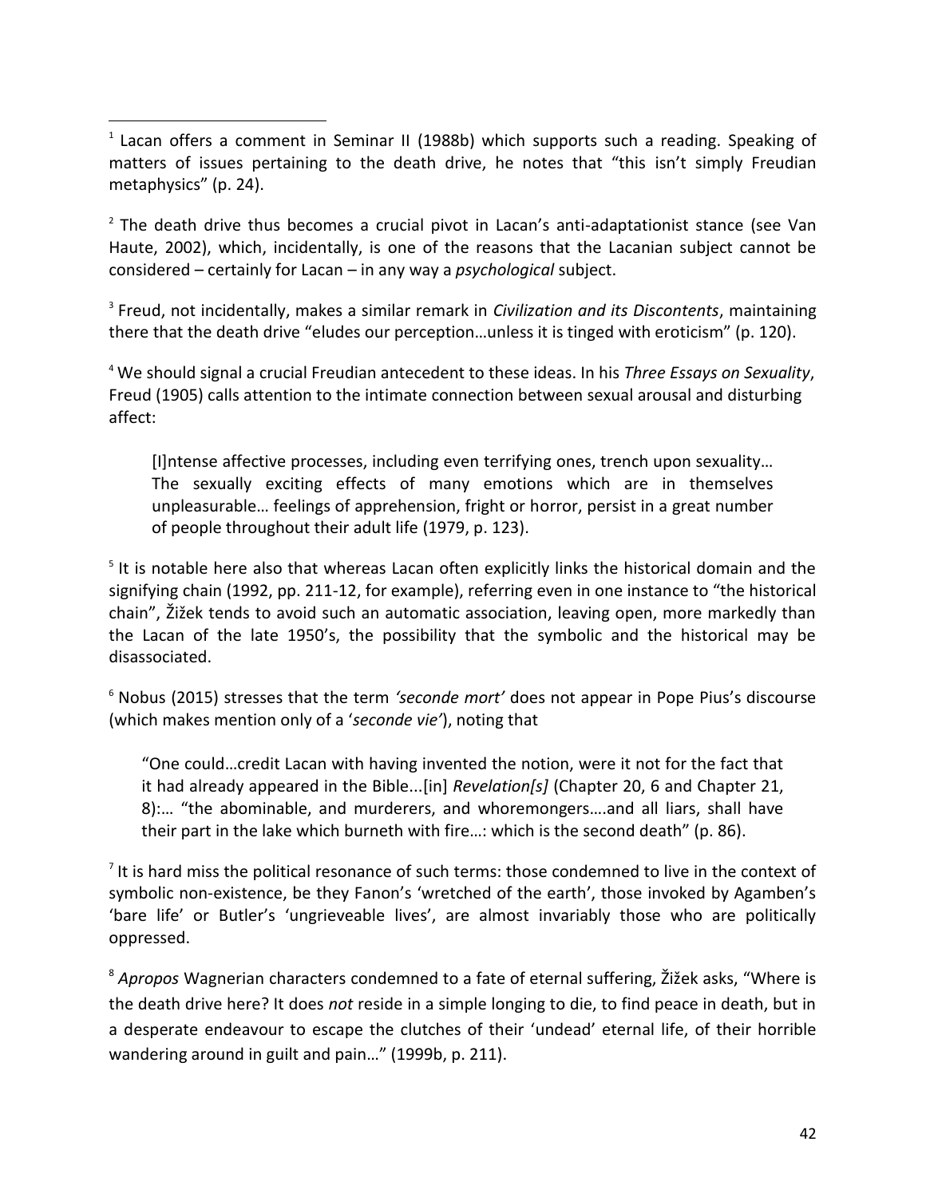[1] Lacan offers a comment in Seminar II (1988b) which supports such a reading. Speaking of matters of issues pertaining to the death drive, he notes that "this isn't simply Freudian metaphysics" (p. 24).

[2] The death drive thus becomes a crucial pivot in Lacan's anti-adaptationist stance (see Van Haute, 2002), which, incidentally, is one of the reasons that the Lacanian subject cannot be considered – certainly for Lacan – in any way a *psychological* subject.

[3] Freud, not incidentally, makes a similar remark in *Civilization and its Discontents*, maintaining there that the death drive "eludes our perception…unless it is tinged with eroticism" (p. 120).

[4] We should signal a crucial Freudian antecedent to these ideas. In his *Three Essays on Sexuality*, Freud (1905) calls attention to the intimate connection between sexual arousal and disturbing affect:

> [I]ntense affective processes, including even terrifying ones, trench upon sexuality… The sexually exciting effects of many emotions which are in themselves unpleasurable… feelings of apprehension, fright or horror, persist in a great number of people throughout their adult life (1979, p. 123).

[5] It is notable here also that whereas Lacan often explicitly links the historical domain and the signifying chain (1992, pp. 211-12, for example), referring even in one instance to "the historical chain", Žižek tends to avoid such an automatic association, leaving open, more markedly than the Lacan of the late 1950's, the possibility that the symbolic and the historical may be disassociated.

[6] Nobus (2015) stresses that the term *'seconde mort'* does not appear in Pope Pius's discourse (which makes mention only of a '*seconde vie'*), noting that

> "One could…credit Lacan with having invented the notion, were it not for the fact that it had already appeared in the Bible...[in] *Revelation[s]* (Chapter 20, 6 and Chapter 21, 8):… "the abominable, and murderers, and whoremongers….and all liars, shall have their part in the lake which burneth with fire…: which is the second death" (p. 86).

[7] It is hard miss the political resonance of such terms: those condemned to live in the context of symbolic non-existence, be they Fanon's 'wretched of the earth', those invoked by Agamben's 'bare life' or Butler's 'ungrieveable lives', are almost invariably those who are politically oppressed.

[8] *Apropos* Wagnerian characters condemned to a fate of eternal suffering, Žižek asks, "Where is the death drive here? It does *not* reside in a simple longing to die, to find peace in death, but in a desperate endeavour to escape the clutches of their 'undead' eternal life, of their horrible wandering around in guilt and pain…" (1999b, p. 211).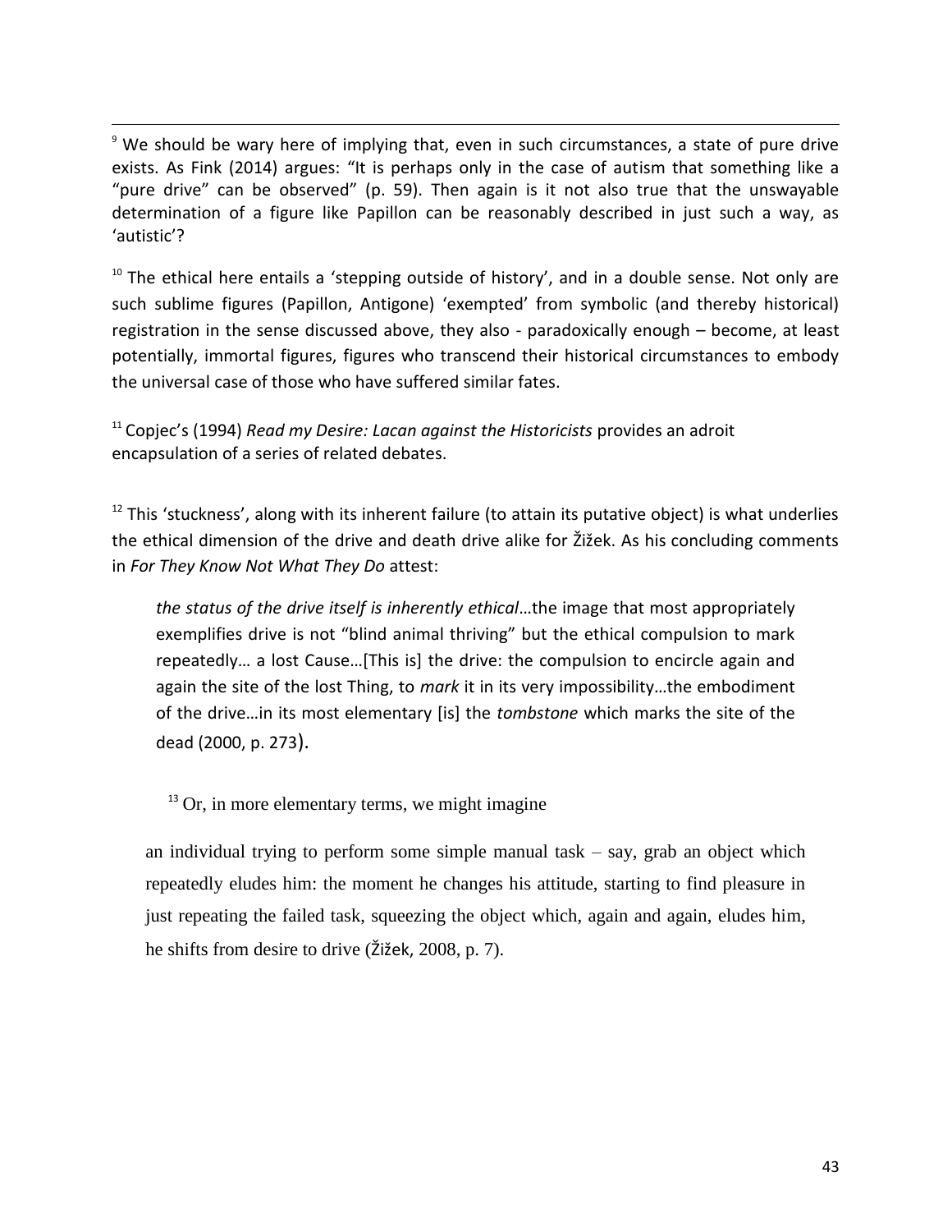[9] We should be wary here of implying that, even in such circumstances, a state of pure drive exists. As Fink (2014) argues: "It is perhaps only in the case of autism that something like a "pure drive" can be observed" (p. 59). Then again is it not also true that the unswayable determination of a figure like Papillon can be reasonably described in just such a way, as 'autistic'?

[10] The ethical here entails a 'stepping outside of history', and in a double sense. Not only are such sublime figures (Papillon, Antigone) 'exempted' from symbolic (and thereby historical) registration in the sense discussed above, they also - paradoxically enough – become, at least potentially, immortal figures, figures who transcend their historical circumstances to embody the universal case of those who have suffered similar fates.

[11] Copjec's (1994) *Read my Desire: Lacan against the Historicists* provides an adroit encapsulation of a series of related debates.

[12] This 'stuckness', along with its inherent failure (to attain its putative object) is what underlies the ethical dimension of the drive and death drive alike for Žižek. As his concluding comments in *For They Know Not What They Do* attest:

> *the status of the drive itself is inherently ethical*…the image that most appropriately exemplifies drive is not "blind animal thriving" but the ethical compulsion to mark repeatedly… a lost Cause…[This is] the drive: the compulsion to encircle again and again the site of the lost Thing, to *mark* it in its very impossibility…the embodiment of the drive…in its most elementary [is] the *tombstone* which marks the site of the dead (2000, p. 273).

[13] Or, in more elementary terms, we might imagine

> an individual trying to perform some simple manual task – say, grab an object which repeatedly eludes him: the moment he changes his attitude, starting to find pleasure in just repeating the failed task, squeezing the object which, again and again, eludes him, he shifts from desire to drive (Žižek, 2008, p. 7).